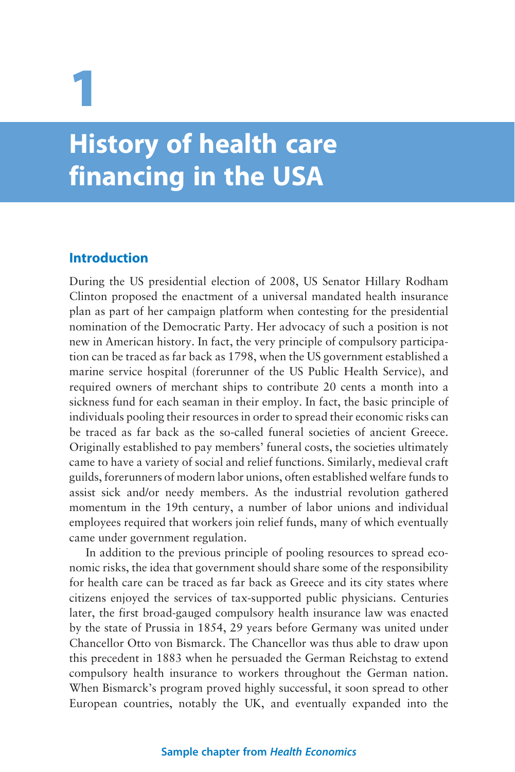# 1

# History of health care financing in the USA

## Introduction

During the US presidential election of 2008, US Senator Hillary Rodham Clinton proposed the enactment of a universal mandated health insurance plan as part of her campaign platform when contesting for the presidential nomination of the Democratic Party. Her advocacy of such a position is not new in American history. In fact, the very principle of compulsory participation can be traced as far back as 1798, when the US government established a marine service hospital (forerunner of the US Public Health Service), and required owners of merchant ships to contribute 20 cents a month into a sickness fund for each seaman in their employ. In fact, the basic principle of individuals pooling their resources in order to spread their economic risks can be traced as far back as the so-called funeral societies of ancient Greece. Originally established to pay members' funeral costs, the societies ultimately came to have a variety of social and relief functions. Similarly, medieval craft guilds, forerunners of modern labor unions, often established welfare funds to assist sick and/or needy members. As the industrial revolution gathered momentum in the 19th century, a number of labor unions and individual employees required that workers join relief funds, many of which eventually came under government regulation.

In addition to the previous principle of pooling resources to spread economic risks, the idea that government should share some of the responsibility for health care can be traced as far back as Greece and its city states where citizens enjoyed the services of tax-supported public physicians. Centuries later, the first broad-gauged compulsory health insurance law was enacted by the state of Prussia in 1854, 29 years before Germany was united under Chancellor Otto von Bismarck. The Chancellor was thus able to draw upon this precedent in 1883 when he persuaded the German Reichstag to extend compulsory health insurance to workers throughout the German nation. When Bismarck's program proved highly successful, it soon spread to other European countries, notably the UK, and eventually expanded into the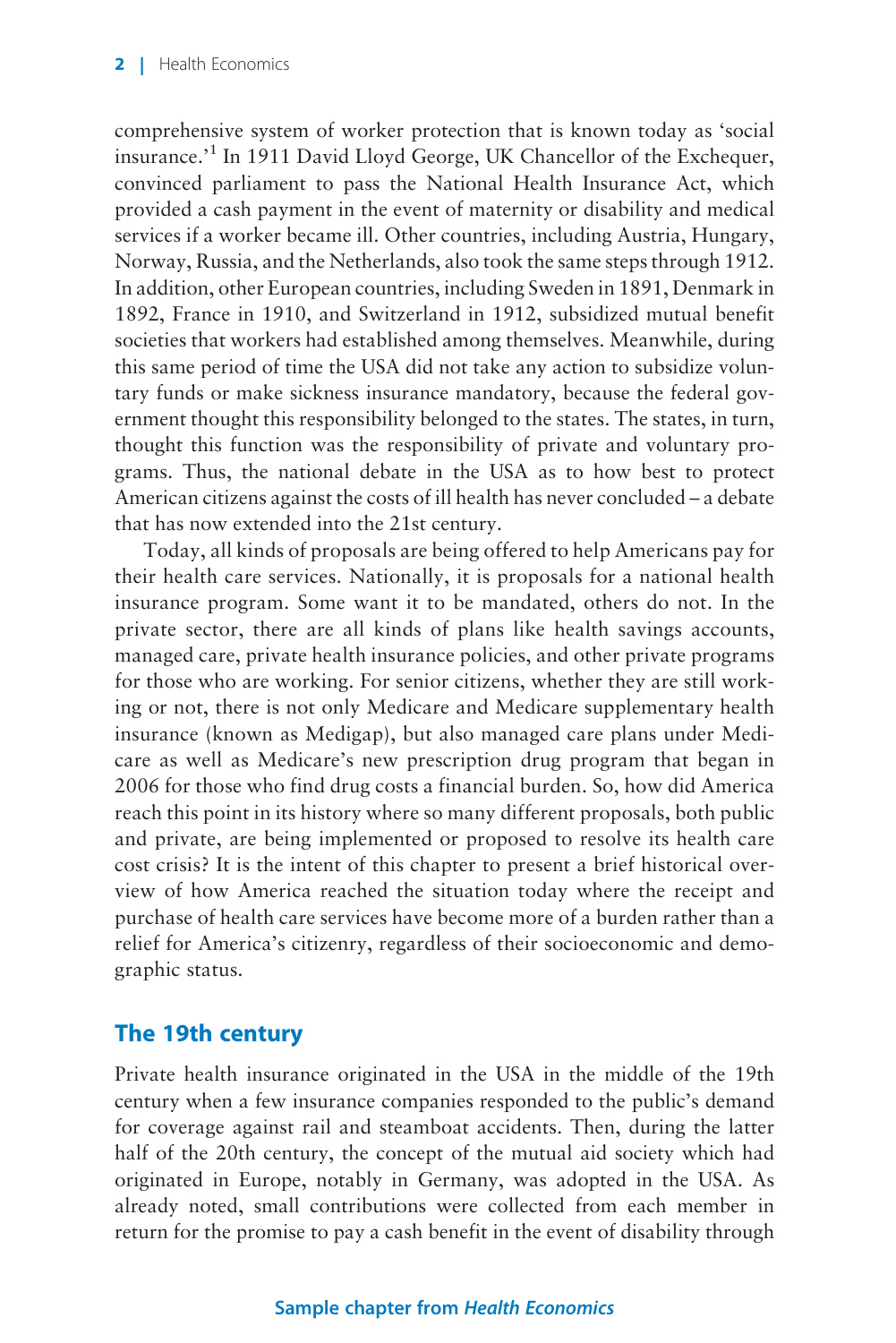comprehensive system of worker protection that is known today as 'social insurance.'[1] In 1911 David Lloyd George, UK Chancellor of the Exchequer, convinced parliament to pass the National Health Insurance Act, which provided a cash payment in the event of maternity or disability and medical services if a worker became ill. Other countries, including Austria, Hungary, Norway, Russia, and the Netherlands, also took the same steps through 1912. In addition, other European countries, including Sweden in 1891, Denmark in 1892, France in 1910, and Switzerland in 1912, subsidized mutual benefit societies that workers had established among themselves. Meanwhile, during this same period of time the USA did not take any action to subsidize voluntary funds or make sickness insurance mandatory, because the federal government thought this responsibility belonged to the states. The states, in turn, thought this function was the responsibility of private and voluntary programs. Thus, the national debate in the USA as to how best to protect American citizens against the costs of ill health has never concluded – a debate that has now extended into the 21st century.

Today, all kinds of proposals are being offered to help Americans pay for their health care services. Nationally, it is proposals for a national health insurance program. Some want it to be mandated, others do not. In the private sector, there are all kinds of plans like health savings accounts, managed care, private health insurance policies, and other private programs for those who are working. For senior citizens, whether they are still working or not, there is not only Medicare and Medicare supplementary health insurance (known as Medigap), but also managed care plans under Medicare as well as Medicare's new prescription drug program that began in 2006 for those who find drug costs a financial burden. So, how did America reach this point in its history where so many different proposals, both public and private, are being implemented or proposed to resolve its health care cost crisis? It is the intent of this chapter to present a brief historical overview of how America reached the situation today where the receipt and purchase of health care services have become more of a burden rather than a relief for America's citizenry, regardless of their socioeconomic and demographic status.

## The 19th century

Private health insurance originated in the USA in the middle of the 19th century when a few insurance companies responded to the public's demand for coverage against rail and steamboat accidents. Then, during the latter half of the 20th century, the concept of the mutual aid society which had originated in Europe, notably in Germany, was adopted in the USA. As already noted, small contributions were collected from each member in return for the promise to pay a cash benefit in the event of disability through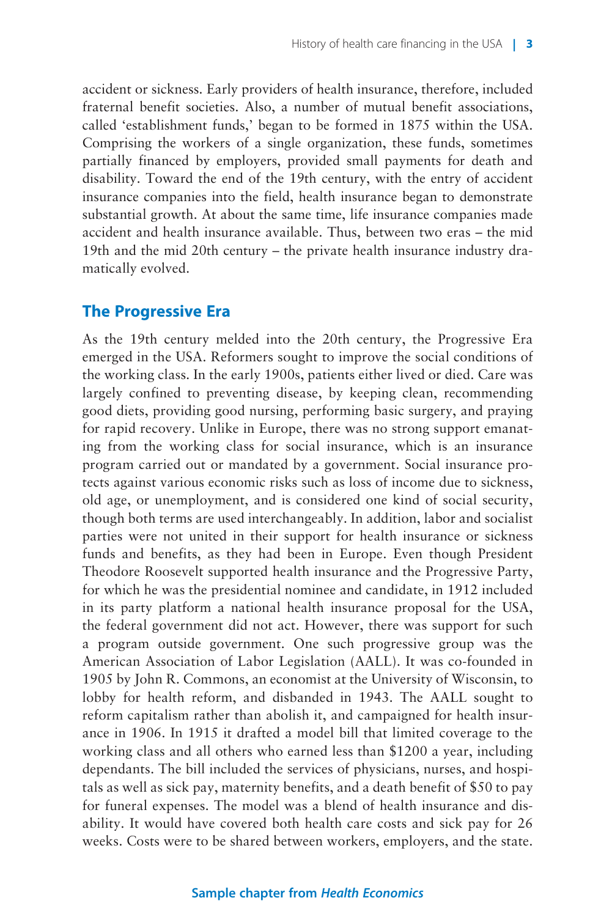accident or sickness. Early providers of health insurance, therefore, included fraternal benefit societies. Also, a number of mutual benefit associations, called 'establishment funds,' began to be formed in 1875 within the USA. Comprising the workers of a single organization, these funds, sometimes partially financed by employers, provided small payments for death and disability. Toward the end of the 19th century, with the entry of accident insurance companies into the field, health insurance began to demonstrate substantial growth. At about the same time, life insurance companies made accident and health insurance available. Thus, between two eras – the mid 19th and the mid 20th century – the private health insurance industry dramatically evolved.

## The Progressive Era

As the 19th century melded into the 20th century, the Progressive Era emerged in the USA. Reformers sought to improve the social conditions of the working class. In the early 1900s, patients either lived or died. Care was largely confined to preventing disease, by keeping clean, recommending good diets, providing good nursing, performing basic surgery, and praying for rapid recovery. Unlike in Europe, there was no strong support emanating from the working class for social insurance, which is an insurance program carried out or mandated by a government. Social insurance protects against various economic risks such as loss of income due to sickness, old age, or unemployment, and is considered one kind of social security, though both terms are used interchangeably. In addition, labor and socialist parties were not united in their support for health insurance or sickness funds and benefits, as they had been in Europe. Even though President Theodore Roosevelt supported health insurance and the Progressive Party, for which he was the presidential nominee and candidate, in 1912 included in its party platform a national health insurance proposal for the USA, the federal government did not act. However, there was support for such a program outside government. One such progressive group was the American Association of Labor Legislation (AALL). It was co-founded in 1905 by John R. Commons, an economist at the University of Wisconsin, to lobby for health reform, and disbanded in 1943. The AALL sought to reform capitalism rather than abolish it, and campaigned for health insurance in 1906. In 1915 it drafted a model bill that limited coverage to the working class and all others who earned less than $1200 a year, including dependants. The bill included the services of physicians, nurses, and hospitals as well as sick pay, maternity benefits, and a death benefit of $50 to pay for funeral expenses. The model was a blend of health insurance and disability. It would have covered both health care costs and sick pay for 26 weeks. Costs were to be shared between workers, employers, and the state.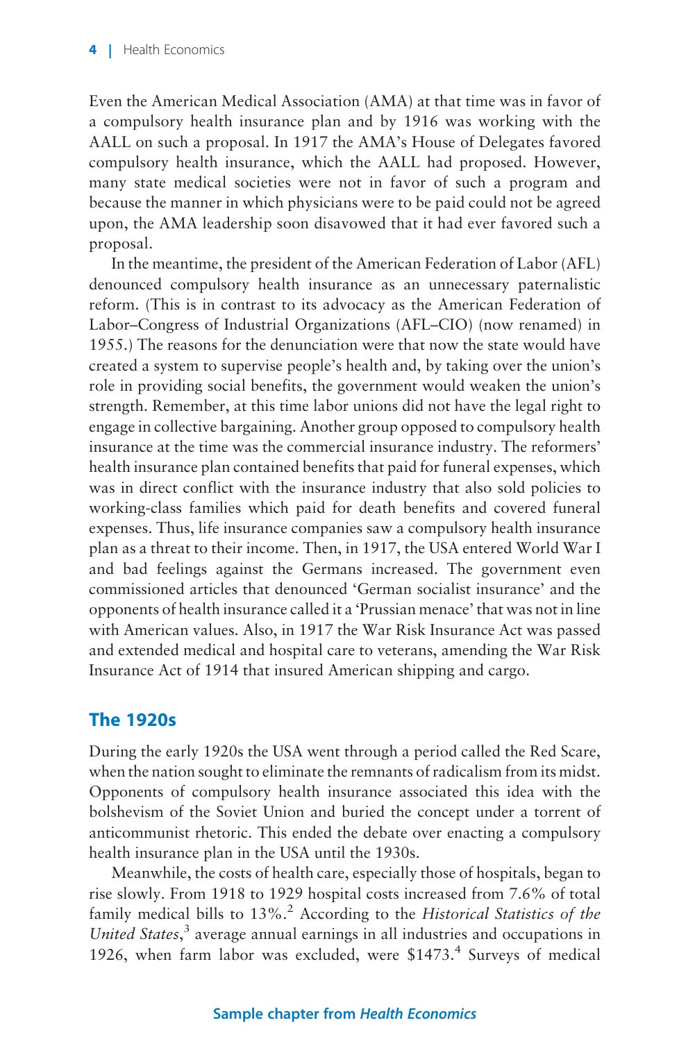Even the American Medical Association (AMA) at that time was in favor of a compulsory health insurance plan and by 1916 was working with the AALL on such a proposal. In 1917 the AMA's House of Delegates favored compulsory health insurance, which the AALL had proposed. However, many state medical societies were not in favor of such a program and because the manner in which physicians were to be paid could not be agreed upon, the AMA leadership soon disavowed that it had ever favored such a proposal.

In the meantime, the president of the American Federation of Labor (AFL) denounced compulsory health insurance as an unnecessary paternalistic reform. (This is in contrast to its advocacy as the American Federation of Labor–Congress of Industrial Organizations (AFL–CIO) (now renamed) in 1955.) The reasons for the denunciation were that now the state would have created a system to supervise people's health and, by taking over the union's role in providing social benefits, the government would weaken the union's strength. Remember, at this time labor unions did not have the legal right to engage in collective bargaining. Another group opposed to compulsory health insurance at the time was the commercial insurance industry. The reformers' health insurance plan contained benefits that paid for funeral expenses, which was in direct conflict with the insurance industry that also sold policies to working-class families which paid for death benefits and covered funeral expenses. Thus, life insurance companies saw a compulsory health insurance plan as a threat to their income. Then, in 1917, the USA entered World War I and bad feelings against the Germans increased. The government even commissioned articles that denounced 'German socialist insurance' and the opponents of health insurance called it a 'Prussian menace' that was not in line with American values. Also, in 1917 the War Risk Insurance Act was passed and extended medical and hospital care to veterans, amending the War Risk Insurance Act of 1914 that insured American shipping and cargo.

## The 1920s

During the early 1920s the USA went through a period called the Red Scare, when the nation sought to eliminate the remnants of radicalism from its midst. Opponents of compulsory health insurance associated this idea with the bolshevism of the Soviet Union and buried the concept under a torrent of anticommunist rhetoric. This ended the debate over enacting a compulsory health insurance plan in the USA until the 1930s.

Meanwhile, the costs of health care, especially those of hospitals, began to rise slowly. From 1918 to 1929 hospital costs increased from 7.6% of total family medical bills to 13%.[2] According to the *Historical Statistics of the United States*,[3] average annual earnings in all industries and occupations in 1926, when farm labor was excluded, were $1473.[4] Surveys of medical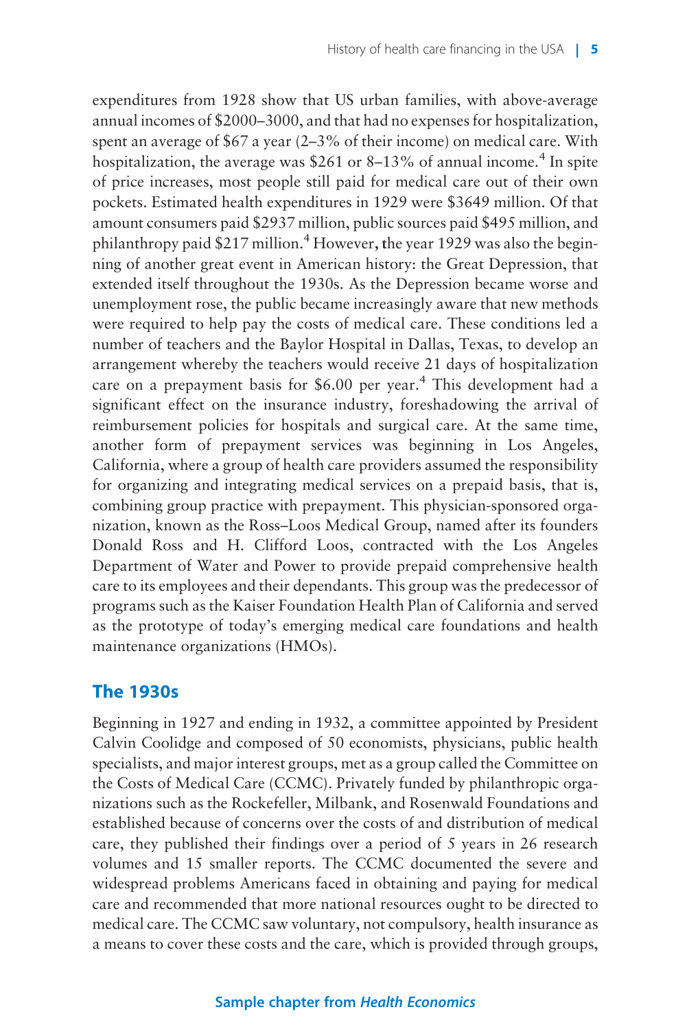expenditures from 1928 show that US urban families, with above-average annual incomes of $2000–3000, and that had no expenses for hospitalization, spent an average of $67 a year (2–3% of their income) on medical care. With hospitalization, the average was $261 or 8–13% of annual income.[4] In spite of price increases, most people still paid for medical care out of their own pockets. Estimated health expenditures in 1929 were $3649 million. Of that amount consumers paid $2937 million, public sources paid $495 million, and philanthropy paid $217 million.[4] However, the year 1929 was also the beginning of another great event in American history: the Great Depression, that extended itself throughout the 1930s. As the Depression became worse and unemployment rose, the public became increasingly aware that new methods were required to help pay the costs of medical care. These conditions led a number of teachers and the Baylor Hospital in Dallas, Texas, to develop an arrangement whereby the teachers would receive 21 days of hospitalization care on a prepayment basis for $6.00 per year.[4] This development had a significant effect on the insurance industry, foreshadowing the arrival of reimbursement policies for hospitals and surgical care. At the same time, another form of prepayment services was beginning in Los Angeles, California, where a group of health care providers assumed the responsibility for organizing and integrating medical services on a prepaid basis, that is, combining group practice with prepayment. This physician-sponsored organization, known as the Ross–Loos Medical Group, named after its founders Donald Ross and H. Clifford Loos, contracted with the Los Angeles Department of Water and Power to provide prepaid comprehensive health care to its employees and their dependants. This group was the predecessor of programs such as the Kaiser Foundation Health Plan of California and served as the prototype of today's emerging medical care foundations and health maintenance organizations (HMOs).

## The 1930s

Beginning in 1927 and ending in 1932, a committee appointed by President Calvin Coolidge and composed of 50 economists, physicians, public health specialists, and major interest groups, met as a group called the Committee on the Costs of Medical Care (CCMC). Privately funded by philanthropic organizations such as the Rockefeller, Milbank, and Rosenwald Foundations and established because of concerns over the costs of and distribution of medical care, they published their findings over a period of 5 years in 26 research volumes and 15 smaller reports. The CCMC documented the severe and widespread problems Americans faced in obtaining and paying for medical care and recommended that more national resources ought to be directed to medical care. The CCMC saw voluntary, not compulsory, health insurance as a means to cover these costs and the care, which is provided through groups,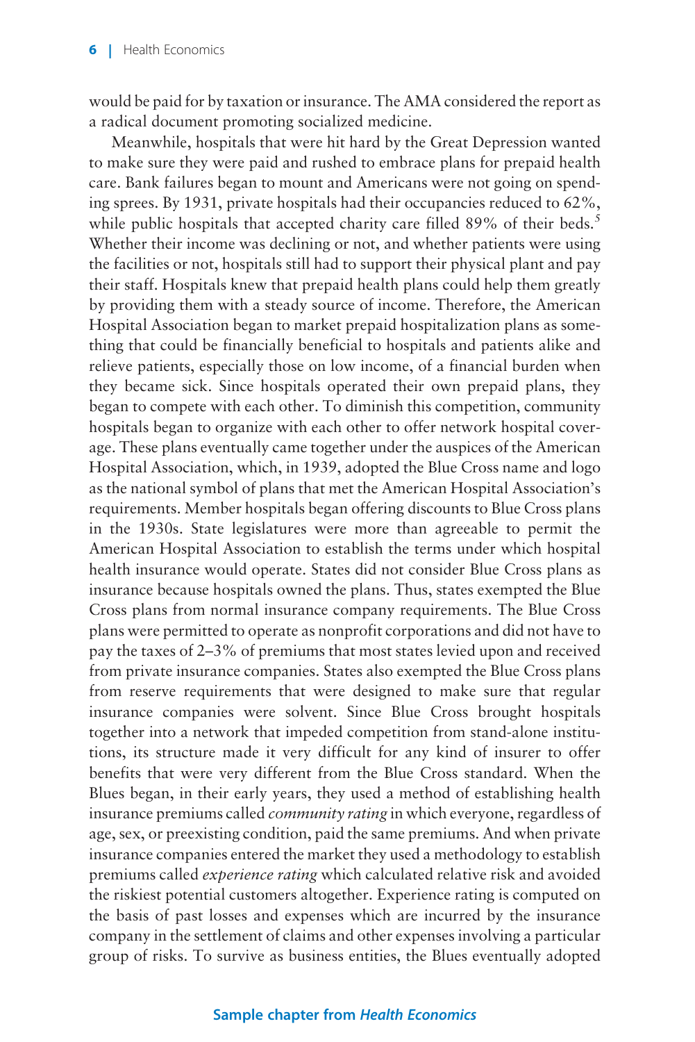would be paid for by taxation or insurance. The AMA considered the report as a radical document promoting socialized medicine.

Meanwhile, hospitals that were hit hard by the Great Depression wanted to make sure they were paid and rushed to embrace plans for prepaid health care. Bank failures began to mount and Americans were not going on spending sprees. By 1931, private hospitals had their occupancies reduced to 62%, while public hospitals that accepted charity care filled 89% of their beds.[5] Whether their income was declining or not, and whether patients were using the facilities or not, hospitals still had to support their physical plant and pay their staff. Hospitals knew that prepaid health plans could help them greatly by providing them with a steady source of income. Therefore, the American Hospital Association began to market prepaid hospitalization plans as something that could be financially beneficial to hospitals and patients alike and relieve patients, especially those on low income, of a financial burden when they became sick. Since hospitals operated their own prepaid plans, they began to compete with each other. To diminish this competition, community hospitals began to organize with each other to offer network hospital coverage. These plans eventually came together under the auspices of the American Hospital Association, which, in 1939, adopted the Blue Cross name and logo as the national symbol of plans that met the American Hospital Association's requirements. Member hospitals began offering discounts to Blue Cross plans in the 1930s. State legislatures were more than agreeable to permit the American Hospital Association to establish the terms under which hospital health insurance would operate. States did not consider Blue Cross plans as insurance because hospitals owned the plans. Thus, states exempted the Blue Cross plans from normal insurance company requirements. The Blue Cross plans were permitted to operate as nonprofit corporations and did not have to pay the taxes of 2–3% of premiums that most states levied upon and received from private insurance companies. States also exempted the Blue Cross plans from reserve requirements that were designed to make sure that regular insurance companies were solvent. Since Blue Cross brought hospitals together into a network that impeded competition from stand-alone institutions, its structure made it very difficult for any kind of insurer to offer benefits that were very different from the Blue Cross standard. When the Blues began, in their early years, they used a method of establishing health insurance premiums called *community rating* in which everyone, regardless of age, sex, or preexisting condition, paid the same premiums. And when private insurance companies entered the market they used a methodology to establish premiums called *experience rating* which calculated relative risk and avoided the riskiest potential customers altogether. Experience rating is computed on the basis of past losses and expenses which are incurred by the insurance company in the settlement of claims and other expenses involving a particular group of risks. To survive as business entities, the Blues eventually adopted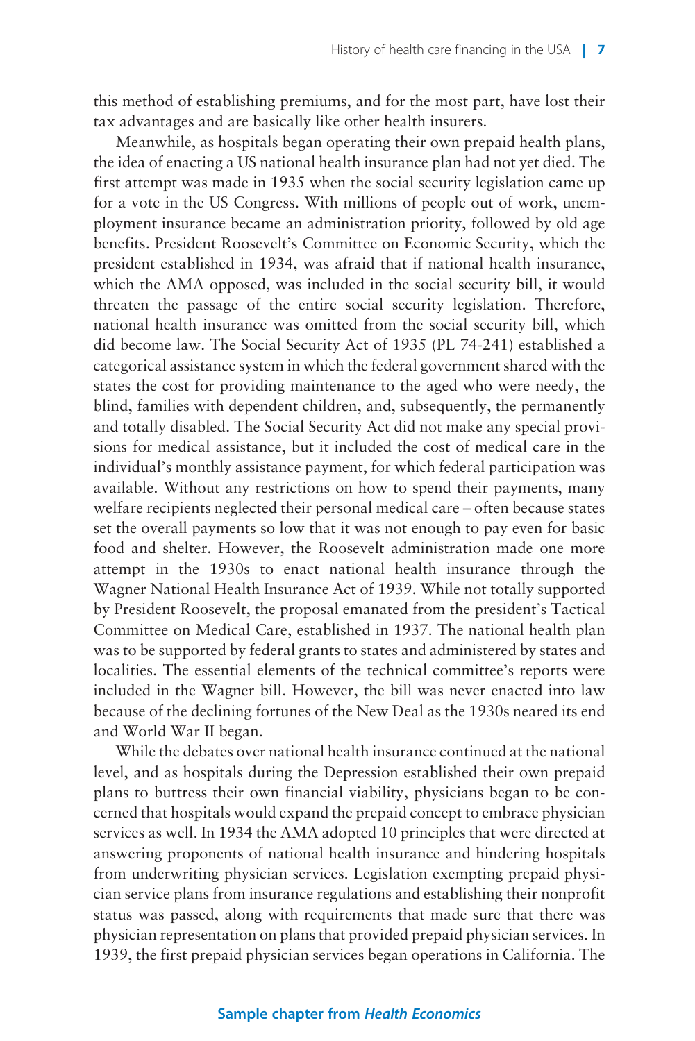this method of establishing premiums, and for the most part, have lost their tax advantages and are basically like other health insurers.

Meanwhile, as hospitals began operating their own prepaid health plans, the idea of enacting a US national health insurance plan had not yet died. The first attempt was made in 1935 when the social security legislation came up for a vote in the US Congress. With millions of people out of work, unemployment insurance became an administration priority, followed by old age benefits. President Roosevelt's Committee on Economic Security, which the president established in 1934, was afraid that if national health insurance, which the AMA opposed, was included in the social security bill, it would threaten the passage of the entire social security legislation. Therefore, national health insurance was omitted from the social security bill, which did become law. The Social Security Act of 1935 (PL 74-241) established a categorical assistance system in which the federal government shared with the states the cost for providing maintenance to the aged who were needy, the blind, families with dependent children, and, subsequently, the permanently and totally disabled. The Social Security Act did not make any special provisions for medical assistance, but it included the cost of medical care in the individual's monthly assistance payment, for which federal participation was available. Without any restrictions on how to spend their payments, many welfare recipients neglected their personal medical care – often because states set the overall payments so low that it was not enough to pay even for basic food and shelter. However, the Roosevelt administration made one more attempt in the 1930s to enact national health insurance through the Wagner National Health Insurance Act of 1939. While not totally supported by President Roosevelt, the proposal emanated from the president's Tactical Committee on Medical Care, established in 1937. The national health plan was to be supported by federal grants to states and administered by states and localities. The essential elements of the technical committee's reports were included in the Wagner bill. However, the bill was never enacted into law because of the declining fortunes of the New Deal as the 1930s neared its end and World War II began.

While the debates over national health insurance continued at the national level, and as hospitals during the Depression established their own prepaid plans to buttress their own financial viability, physicians began to be concerned that hospitals would expand the prepaid concept to embrace physician services as well. In 1934 the AMA adopted 10 principles that were directed at answering proponents of national health insurance and hindering hospitals from underwriting physician services. Legislation exempting prepaid physician service plans from insurance regulations and establishing their nonprofit status was passed, along with requirements that made sure that there was physician representation on plans that provided prepaid physician services. In 1939, the first prepaid physician services began operations in California. The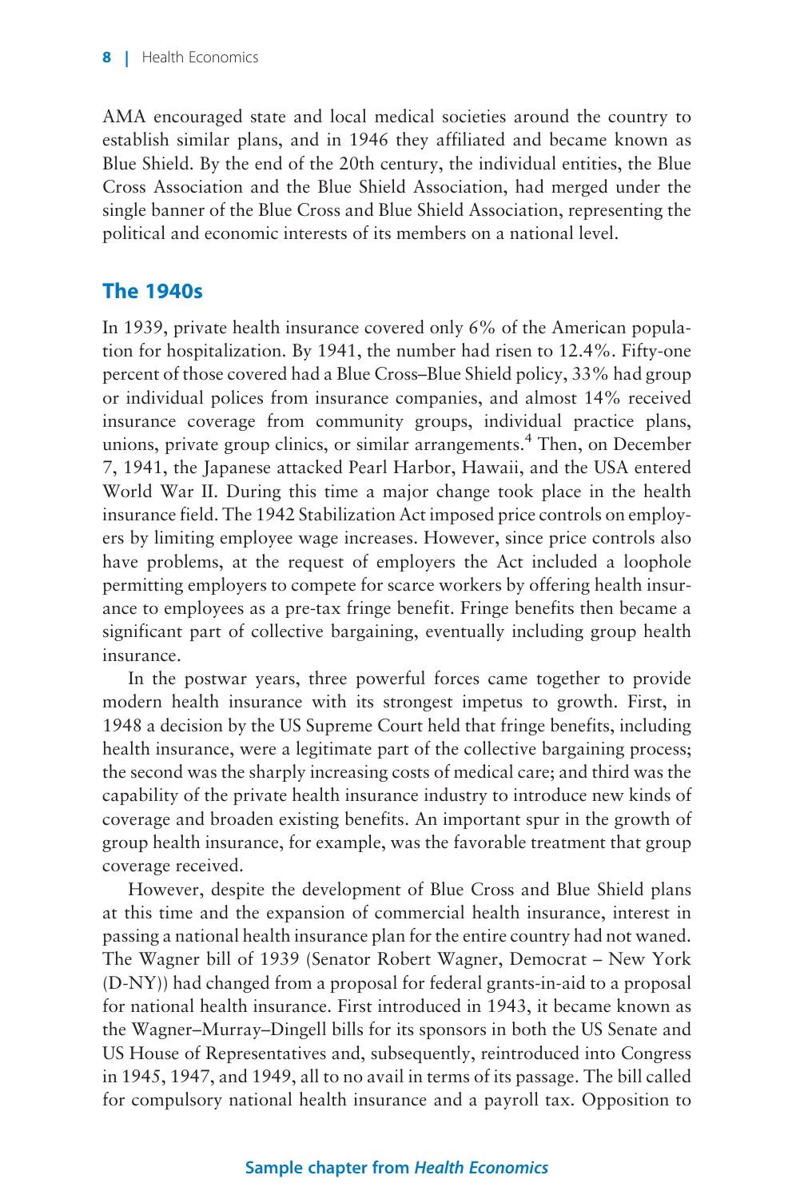AMA encouraged state and local medical societies around the country to establish similar plans, and in 1946 they affiliated and became known as Blue Shield. By the end of the 20th century, the individual entities, the Blue Cross Association and the Blue Shield Association, had merged under the single banner of the Blue Cross and Blue Shield Association, representing the political and economic interests of its members on a national level.

## The 1940s

In 1939, private health insurance covered only 6% of the American population for hospitalization. By 1941, the number had risen to 12.4%. Fifty-one percent of those covered had a Blue Cross–Blue Shield policy, 33% had group or individual polices from insurance companies, and almost 14% received insurance coverage from community groups, individual practice plans, unions, private group clinics, or similar arrangements.[4] Then, on December 7, 1941, the Japanese attacked Pearl Harbor, Hawaii, and the USA entered World War II. During this time a major change took place in the health insurance field. The 1942 Stabilization Act imposed price controls on employers by limiting employee wage increases. However, since price controls also have problems, at the request of employers the Act included a loophole permitting employers to compete for scarce workers by offering health insurance to employees as a pre-tax fringe benefit. Fringe benefits then became a significant part of collective bargaining, eventually including group health insurance.

In the postwar years, three powerful forces came together to provide modern health insurance with its strongest impetus to growth. First, in 1948 a decision by the US Supreme Court held that fringe benefits, including health insurance, were a legitimate part of the collective bargaining process; the second was the sharply increasing costs of medical care; and third was the capability of the private health insurance industry to introduce new kinds of coverage and broaden existing benefits. An important spur in the growth of group health insurance, for example, was the favorable treatment that group coverage received.

However, despite the development of Blue Cross and Blue Shield plans at this time and the expansion of commercial health insurance, interest in passing a national health insurance plan for the entire country had not waned. The Wagner bill of 1939 (Senator Robert Wagner, Democrat – New York (D-NY)) had changed from a proposal for federal grants-in-aid to a proposal for national health insurance. First introduced in 1943, it became known as the Wagner–Murray–Dingell bills for its sponsors in both the US Senate and US House of Representatives and, subsequently, reintroduced into Congress in 1945, 1947, and 1949, all to no avail in terms of its passage. The bill called for compulsory national health insurance and a payroll tax. Opposition to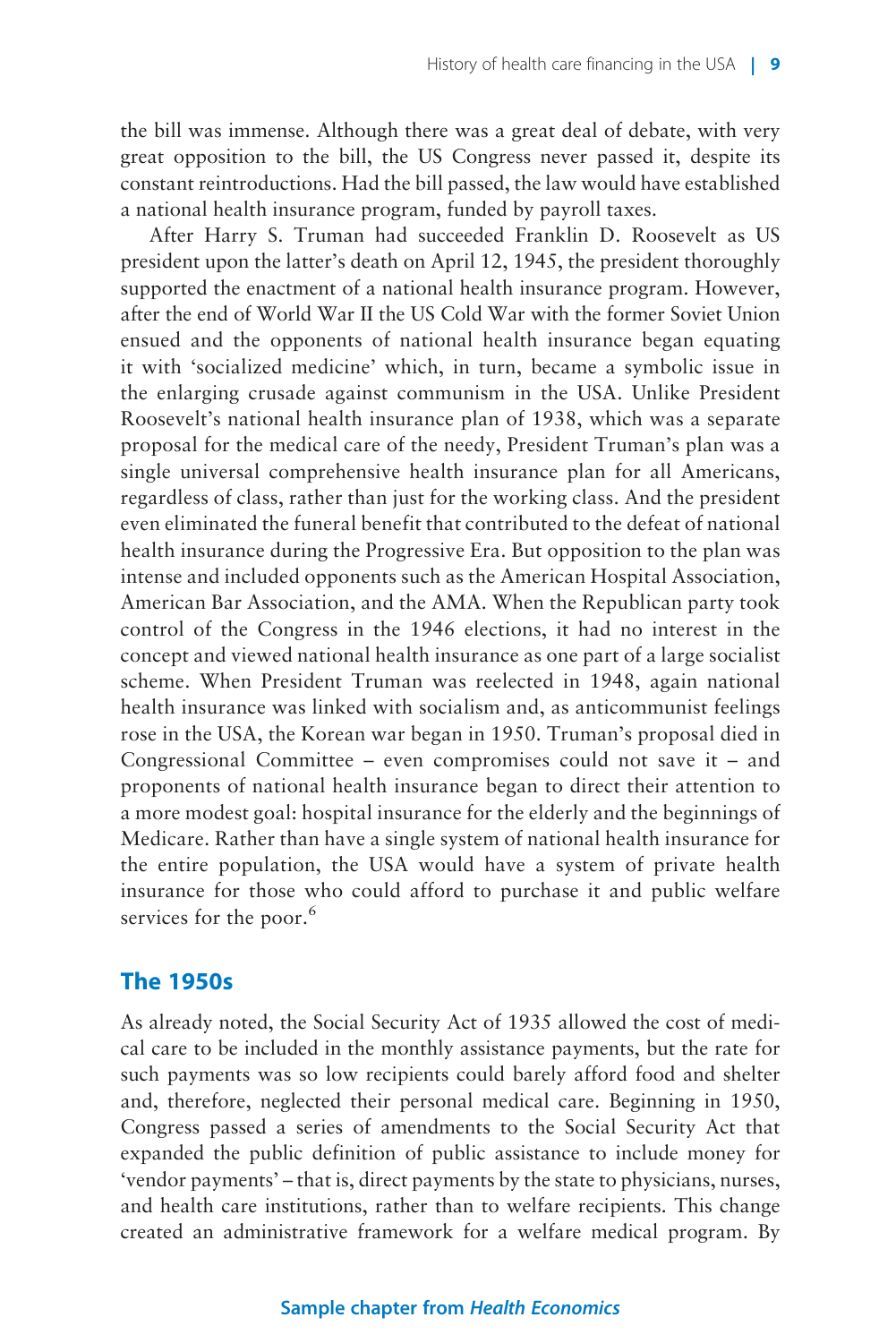the bill was immense. Although there was a great deal of debate, with very great opposition to the bill, the US Congress never passed it, despite its constant reintroductions. Had the bill passed, the law would have established a national health insurance program, funded by payroll taxes.

After Harry S. Truman had succeeded Franklin D. Roosevelt as US president upon the latter's death on April 12, 1945, the president thoroughly supported the enactment of a national health insurance program. However, after the end of World War II the US Cold War with the former Soviet Union ensued and the opponents of national health insurance began equating it with 'socialized medicine' which, in turn, became a symbolic issue in the enlarging crusade against communism in the USA. Unlike President Roosevelt's national health insurance plan of 1938, which was a separate proposal for the medical care of the needy, President Truman's plan was a single universal comprehensive health insurance plan for all Americans, regardless of class, rather than just for the working class. And the president even eliminated the funeral benefit that contributed to the defeat of national health insurance during the Progressive Era. But opposition to the plan was intense and included opponents such as the American Hospital Association, American Bar Association, and the AMA. When the Republican party took control of the Congress in the 1946 elections, it had no interest in the concept and viewed national health insurance as one part of a large socialist scheme. When President Truman was reelected in 1948, again national health insurance was linked with socialism and, as anticommunist feelings rose in the USA, the Korean war began in 1950. Truman's proposal died in Congressional Committee – even compromises could not save it – and proponents of national health insurance began to direct their attention to a more modest goal: hospital insurance for the elderly and the beginnings of Medicare. Rather than have a single system of national health insurance for the entire population, the USA would have a system of private health insurance for those who could afford to purchase it and public welfare services for the poor.[6]

## The 1950s

As already noted, the Social Security Act of 1935 allowed the cost of medical care to be included in the monthly assistance payments, but the rate for such payments was so low recipients could barely afford food and shelter and, therefore, neglected their personal medical care. Beginning in 1950, Congress passed a series of amendments to the Social Security Act that expanded the public definition of public assistance to include money for 'vendor payments' – that is, direct payments by the state to physicians, nurses, and health care institutions, rather than to welfare recipients. This change created an administrative framework for a welfare medical program. By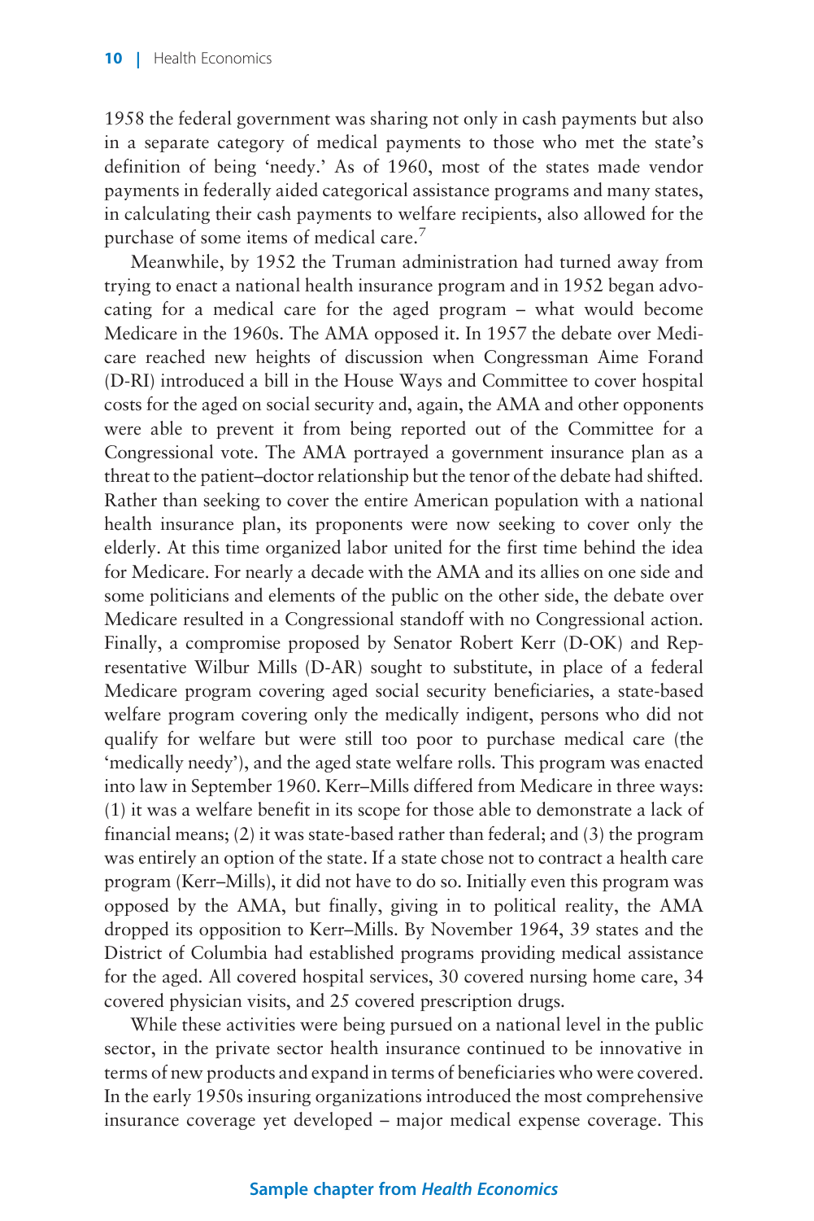1958 the federal government was sharing not only in cash payments but also in a separate category of medical payments to those who met the state's definition of being 'needy.' As of 1960, most of the states made vendor payments in federally aided categorical assistance programs and many states, in calculating their cash payments to welfare recipients, also allowed for the purchase of some items of medical care.[7]

Meanwhile, by 1952 the Truman administration had turned away from trying to enact a national health insurance program and in 1952 began advocating for a medical care for the aged program – what would become Medicare in the 1960s. The AMA opposed it. In 1957 the debate over Medicare reached new heights of discussion when Congressman Aime Forand (D-RI) introduced a bill in the House Ways and Committee to cover hospital costs for the aged on social security and, again, the AMA and other opponents were able to prevent it from being reported out of the Committee for a Congressional vote. The AMA portrayed a government insurance plan as a threat to the patient–doctor relationship but the tenor of the debate had shifted. Rather than seeking to cover the entire American population with a national health insurance plan, its proponents were now seeking to cover only the elderly. At this time organized labor united for the first time behind the idea for Medicare. For nearly a decade with the AMA and its allies on one side and some politicians and elements of the public on the other side, the debate over Medicare resulted in a Congressional standoff with no Congressional action. Finally, a compromise proposed by Senator Robert Kerr (D-OK) and Representative Wilbur Mills (D-AR) sought to substitute, in place of a federal Medicare program covering aged social security beneficiaries, a state-based welfare program covering only the medically indigent, persons who did not qualify for welfare but were still too poor to purchase medical care (the 'medically needy'), and the aged state welfare rolls. This program was enacted into law in September 1960. Kerr–Mills differed from Medicare in three ways: (1) it was a welfare benefit in its scope for those able to demonstrate a lack of financial means; (2) it was state-based rather than federal; and (3) the program was entirely an option of the state. If a state chose not to contract a health care program (Kerr–Mills), it did not have to do so. Initially even this program was opposed by the AMA, but finally, giving in to political reality, the AMA dropped its opposition to Kerr–Mills. By November 1964, 39 states and the District of Columbia had established programs providing medical assistance for the aged. All covered hospital services, 30 covered nursing home care, 34 covered physician visits, and 25 covered prescription drugs.

While these activities were being pursued on a national level in the public sector, in the private sector health insurance continued to be innovative in terms of new products and expand in terms of beneficiaries who were covered. In the early 1950s insuring organizations introduced the most comprehensive insurance coverage yet developed – major medical expense coverage. This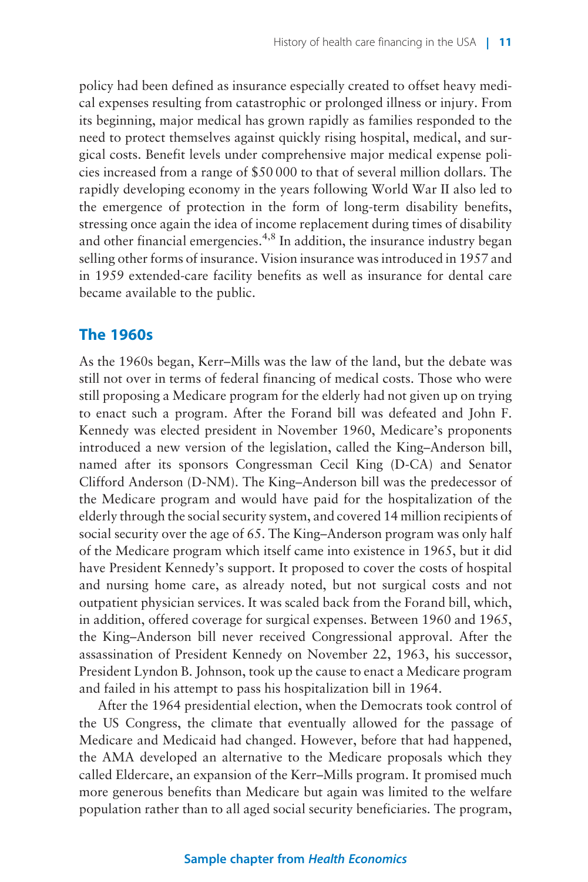policy had been defined as insurance especially created to offset heavy medical expenses resulting from catastrophic or prolonged illness or injury. From its beginning, major medical has grown rapidly as families responded to the need to protect themselves against quickly rising hospital, medical, and surgical costs. Benefit levels under comprehensive major medical expense policies increased from a range of $50 000 to that of several million dollars. The rapidly developing economy in the years following World War II also led to the emergence of protection in the form of long-term disability benefits, stressing once again the idea of income replacement during times of disability and other financial emergencies.[4,8] In addition, the insurance industry began selling other forms of insurance. Vision insurance was introduced in 1957 and in 1959 extended-care facility benefits as well as insurance for dental care became available to the public.

## The 1960s

As the 1960s began, Kerr–Mills was the law of the land, but the debate was still not over in terms of federal financing of medical costs. Those who were still proposing a Medicare program for the elderly had not given up on trying to enact such a program. After the Forand bill was defeated and John F. Kennedy was elected president in November 1960, Medicare's proponents introduced a new version of the legislation, called the King–Anderson bill, named after its sponsors Congressman Cecil King (D-CA) and Senator Clifford Anderson (D-NM). The King–Anderson bill was the predecessor of the Medicare program and would have paid for the hospitalization of the elderly through the social security system, and covered 14 million recipients of social security over the age of 65. The King–Anderson program was only half of the Medicare program which itself came into existence in 1965, but it did have President Kennedy's support. It proposed to cover the costs of hospital and nursing home care, as already noted, but not surgical costs and not outpatient physician services. It was scaled back from the Forand bill, which, in addition, offered coverage for surgical expenses. Between 1960 and 1965, the King–Anderson bill never received Congressional approval. After the assassination of President Kennedy on November 22, 1963, his successor, President Lyndon B. Johnson, took up the cause to enact a Medicare program and failed in his attempt to pass his hospitalization bill in 1964.

After the 1964 presidential election, when the Democrats took control of the US Congress, the climate that eventually allowed for the passage of Medicare and Medicaid had changed. However, before that had happened, the AMA developed an alternative to the Medicare proposals which they called Eldercare, an expansion of the Kerr–Mills program. It promised much more generous benefits than Medicare but again was limited to the welfare population rather than to all aged social security beneficiaries. The program,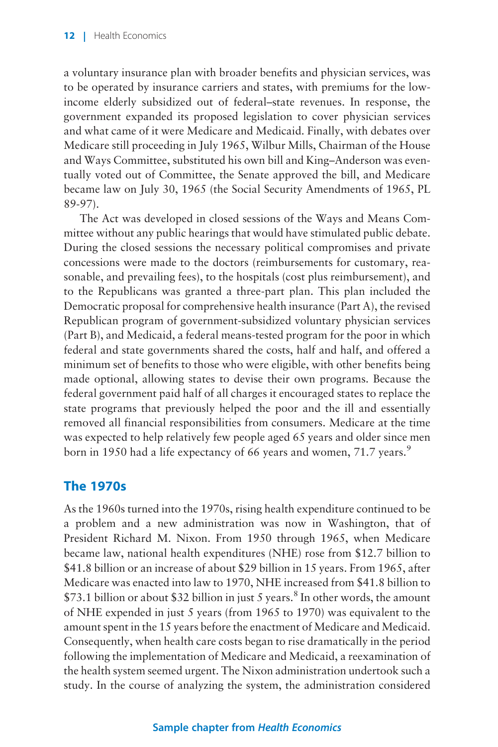a voluntary insurance plan with broader benefits and physician services, was to be operated by insurance carriers and states, with premiums for the low-income elderly subsidized out of federal–state revenues. In response, the government expanded its proposed legislation to cover physician services and what came of it were Medicare and Medicaid. Finally, with debates over Medicare still proceeding in July 1965, Wilbur Mills, Chairman of the House and Ways Committee, substituted his own bill and King–Anderson was eventually voted out of Committee, the Senate approved the bill, and Medicare became law on July 30, 1965 (the Social Security Amendments of 1965, PL 89-97).

The Act was developed in closed sessions of the Ways and Means Committee without any public hearings that would have stimulated public debate. During the closed sessions the necessary political compromises and private concessions were made to the doctors (reimbursements for customary, reasonable, and prevailing fees), to the hospitals (cost plus reimbursement), and to the Republicans was granted a three-part plan. This plan included the Democratic proposal for comprehensive health insurance (Part A), the revised Republican program of government-subsidized voluntary physician services (Part B), and Medicaid, a federal means-tested program for the poor in which federal and state governments shared the costs, half and half, and offered a minimum set of benefits to those who were eligible, with other benefits being made optional, allowing states to devise their own programs. Because the federal government paid half of all charges it encouraged states to replace the state programs that previously helped the poor and the ill and essentially removed all financial responsibilities from consumers. Medicare at the time was expected to help relatively few people aged 65 years and older since men born in 1950 had a life expectancy of 66 years and women, 71.7 years.[9]

## The 1970s

As the 1960s turned into the 1970s, rising health expenditure continued to be a problem and a new administration was now in Washington, that of President Richard M. Nixon. From 1950 through 1965, when Medicare became law, national health expenditures (NHE) rose from \$12.7 billion to \$41.8 billion or an increase of about \$29 billion in 15 years. From 1965, after Medicare was enacted into law to 1970, NHE increased from \$41.8 billion to \$73.1 billion or about \$32 billion in just 5 years.[8] In other words, the amount of NHE expended in just 5 years (from 1965 to 1970) was equivalent to the amount spent in the 15 years before the enactment of Medicare and Medicaid. Consequently, when health care costs began to rise dramatically in the period following the implementation of Medicare and Medicaid, a reexamination of the health system seemed urgent. The Nixon administration undertook such a study. In the course of analyzing the system, the administration considered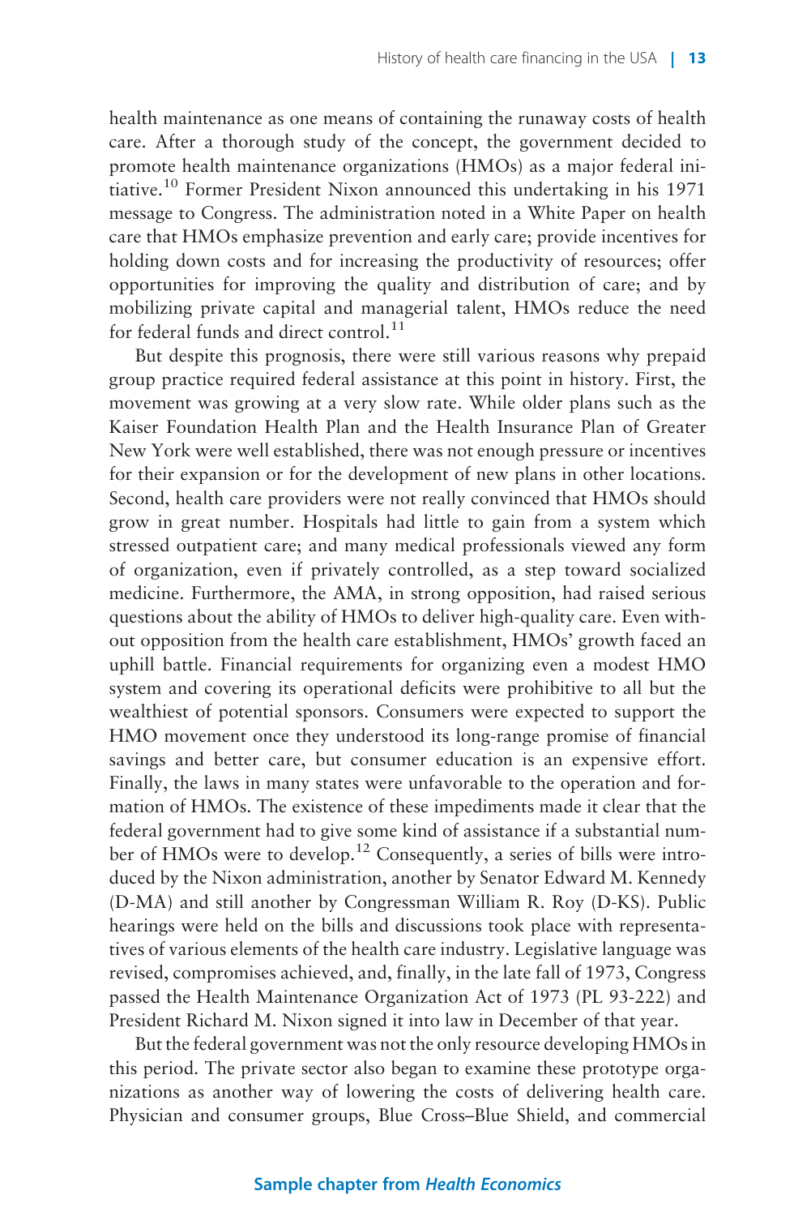health maintenance as one means of containing the runaway costs of health care. After a thorough study of the concept, the government decided to promote health maintenance organizations (HMOs) as a major federal initiative.[10] Former President Nixon announced this undertaking in his 1971 message to Congress. The administration noted in a White Paper on health care that HMOs emphasize prevention and early care; provide incentives for holding down costs and for increasing the productivity of resources; offer opportunities for improving the quality and distribution of care; and by mobilizing private capital and managerial talent, HMOs reduce the need for federal funds and direct control.[11]

But despite this prognosis, there were still various reasons why prepaid group practice required federal assistance at this point in history. First, the movement was growing at a very slow rate. While older plans such as the Kaiser Foundation Health Plan and the Health Insurance Plan of Greater New York were well established, there was not enough pressure or incentives for their expansion or for the development of new plans in other locations. Second, health care providers were not really convinced that HMOs should grow in great number. Hospitals had little to gain from a system which stressed outpatient care; and many medical professionals viewed any form of organization, even if privately controlled, as a step toward socialized medicine. Furthermore, the AMA, in strong opposition, had raised serious questions about the ability of HMOs to deliver high-quality care. Even without opposition from the health care establishment, HMOs' growth faced an uphill battle. Financial requirements for organizing even a modest HMO system and covering its operational deficits were prohibitive to all but the wealthiest of potential sponsors. Consumers were expected to support the HMO movement once they understood its long-range promise of financial savings and better care, but consumer education is an expensive effort. Finally, the laws in many states were unfavorable to the operation and formation of HMOs. The existence of these impediments made it clear that the federal government had to give some kind of assistance if a substantial number of HMOs were to develop.[12] Consequently, a series of bills were introduced by the Nixon administration, another by Senator Edward M. Kennedy (D-MA) and still another by Congressman William R. Roy (D-KS). Public hearings were held on the bills and discussions took place with representatives of various elements of the health care industry. Legislative language was revised, compromises achieved, and, finally, in the late fall of 1973, Congress passed the Health Maintenance Organization Act of 1973 (PL 93-222) and President Richard M. Nixon signed it into law in December of that year.

But the federal government was not the only resource developing HMOs in this period. The private sector also began to examine these prototype organizations as another way of lowering the costs of delivering health care. Physician and consumer groups, Blue Cross–Blue Shield, and commercial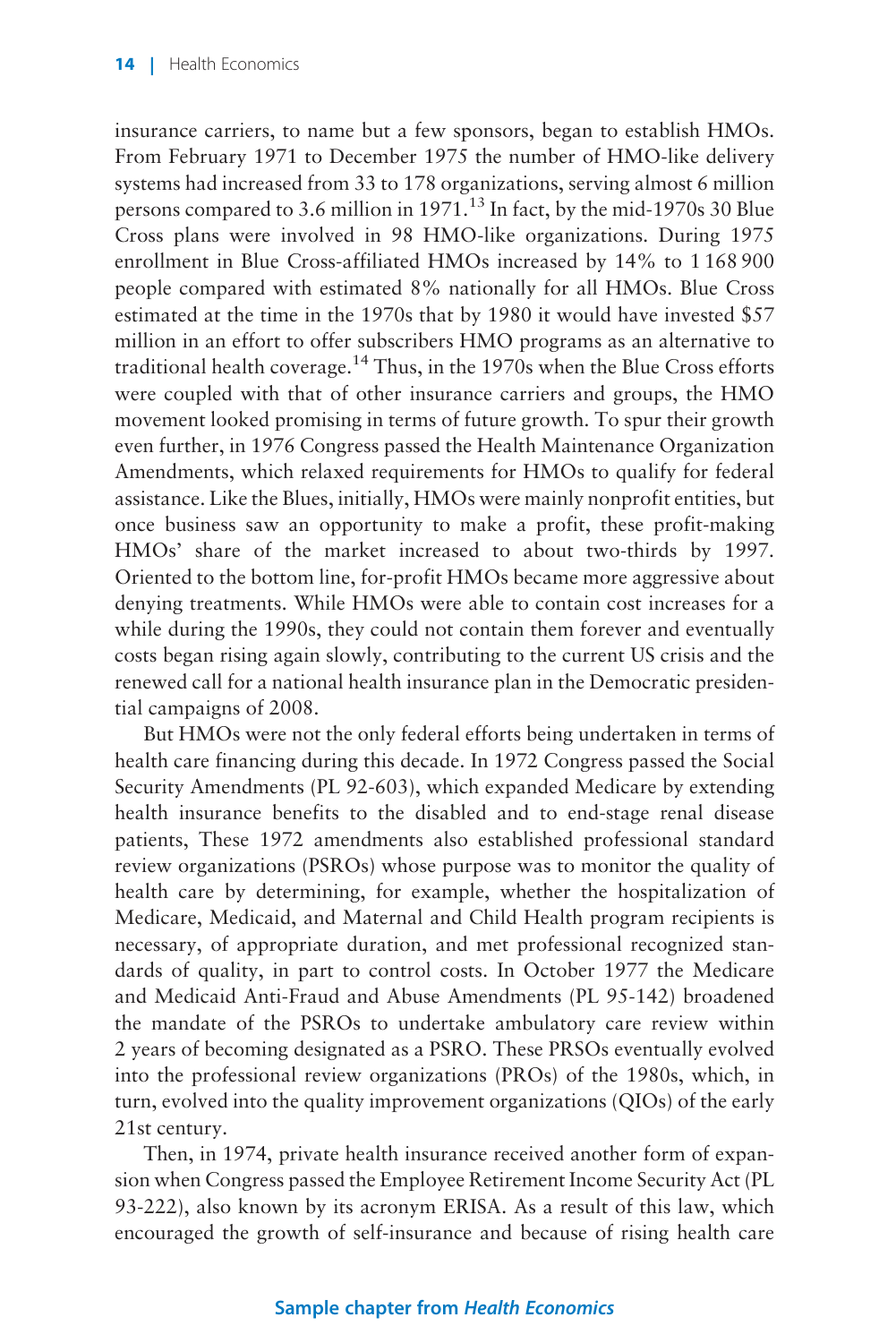insurance carriers, to name but a few sponsors, began to establish HMOs. From February 1971 to December 1975 the number of HMO-like delivery systems had increased from 33 to 178 organizations, serving almost 6 million persons compared to 3.6 million in 1971.[13] In fact, by the mid-1970s 30 Blue Cross plans were involved in 98 HMO-like organizations. During 1975 enrollment in Blue Cross-affiliated HMOs increased by 14% to 1 168 900 people compared with estimated 8% nationally for all HMOs. Blue Cross estimated at the time in the 1970s that by 1980 it would have invested $57 million in an effort to offer subscribers HMO programs as an alternative to traditional health coverage.[14] Thus, in the 1970s when the Blue Cross efforts were coupled with that of other insurance carriers and groups, the HMO movement looked promising in terms of future growth. To spur their growth even further, in 1976 Congress passed the Health Maintenance Organization Amendments, which relaxed requirements for HMOs to qualify for federal assistance. Like the Blues, initially, HMOs were mainly nonprofit entities, but once business saw an opportunity to make a profit, these profit-making HMOs' share of the market increased to about two-thirds by 1997. Oriented to the bottom line, for-profit HMOs became more aggressive about denying treatments. While HMOs were able to contain cost increases for a while during the 1990s, they could not contain them forever and eventually costs began rising again slowly, contributing to the current US crisis and the renewed call for a national health insurance plan in the Democratic presidential campaigns of 2008.

But HMOs were not the only federal efforts being undertaken in terms of health care financing during this decade. In 1972 Congress passed the Social Security Amendments (PL 92-603), which expanded Medicare by extending health insurance benefits to the disabled and to end-stage renal disease patients, These 1972 amendments also established professional standard review organizations (PSROs) whose purpose was to monitor the quality of health care by determining, for example, whether the hospitalization of Medicare, Medicaid, and Maternal and Child Health program recipients is necessary, of appropriate duration, and met professional recognized standards of quality, in part to control costs. In October 1977 the Medicare and Medicaid Anti-Fraud and Abuse Amendments (PL 95-142) broadened the mandate of the PSROs to undertake ambulatory care review within 2 years of becoming designated as a PSRO. These PRSOs eventually evolved into the professional review organizations (PROs) of the 1980s, which, in turn, evolved into the quality improvement organizations (QIOs) of the early 21st century.

Then, in 1974, private health insurance received another form of expansion when Congress passed the Employee Retirement Income Security Act (PL 93-222), also known by its acronym ERISA. As a result of this law, which encouraged the growth of self-insurance and because of rising health care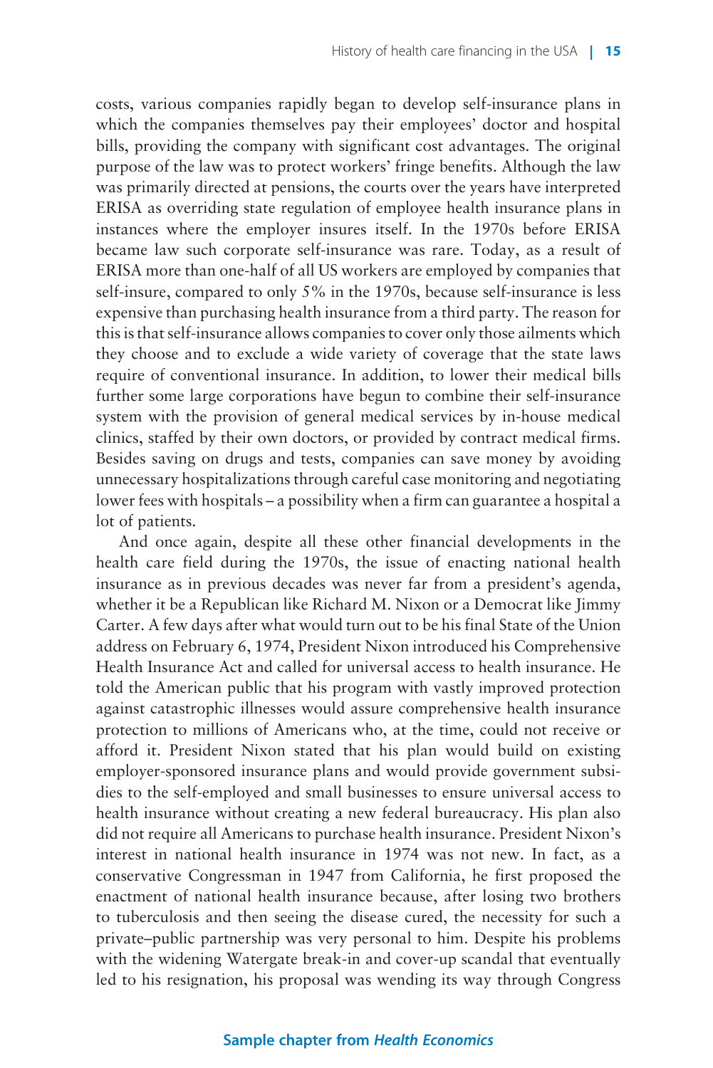costs, various companies rapidly began to develop self-insurance plans in which the companies themselves pay their employees' doctor and hospital bills, providing the company with significant cost advantages. The original purpose of the law was to protect workers' fringe benefits. Although the law was primarily directed at pensions, the courts over the years have interpreted ERISA as overriding state regulation of employee health insurance plans in instances where the employer insures itself. In the 1970s before ERISA became law such corporate self-insurance was rare. Today, as a result of ERISA more than one-half of all US workers are employed by companies that self-insure, compared to only 5% in the 1970s, because self-insurance is less expensive than purchasing health insurance from a third party. The reason for this is that self-insurance allows companies to cover only those ailments which they choose and to exclude a wide variety of coverage that the state laws require of conventional insurance. In addition, to lower their medical bills further some large corporations have begun to combine their self-insurance system with the provision of general medical services by in-house medical clinics, staffed by their own doctors, or provided by contract medical firms. Besides saving on drugs and tests, companies can save money by avoiding unnecessary hospitalizations through careful case monitoring and negotiating lower fees with hospitals – a possibility when a firm can guarantee a hospital a lot of patients.

And once again, despite all these other financial developments in the health care field during the 1970s, the issue of enacting national health insurance as in previous decades was never far from a president's agenda, whether it be a Republican like Richard M. Nixon or a Democrat like Jimmy Carter. A few days after what would turn out to be his final State of the Union address on February 6, 1974, President Nixon introduced his Comprehensive Health Insurance Act and called for universal access to health insurance. He told the American public that his program with vastly improved protection against catastrophic illnesses would assure comprehensive health insurance protection to millions of Americans who, at the time, could not receive or afford it. President Nixon stated that his plan would build on existing employer-sponsored insurance plans and would provide government subsidies to the self-employed and small businesses to ensure universal access to health insurance without creating a new federal bureaucracy. His plan also did not require all Americans to purchase health insurance. President Nixon's interest in national health insurance in 1974 was not new. In fact, as a conservative Congressman in 1947 from California, he first proposed the enactment of national health insurance because, after losing two brothers to tuberculosis and then seeing the disease cured, the necessity for such a private–public partnership was very personal to him. Despite his problems with the widening Watergate break-in and cover-up scandal that eventually led to his resignation, his proposal was wending its way through Congress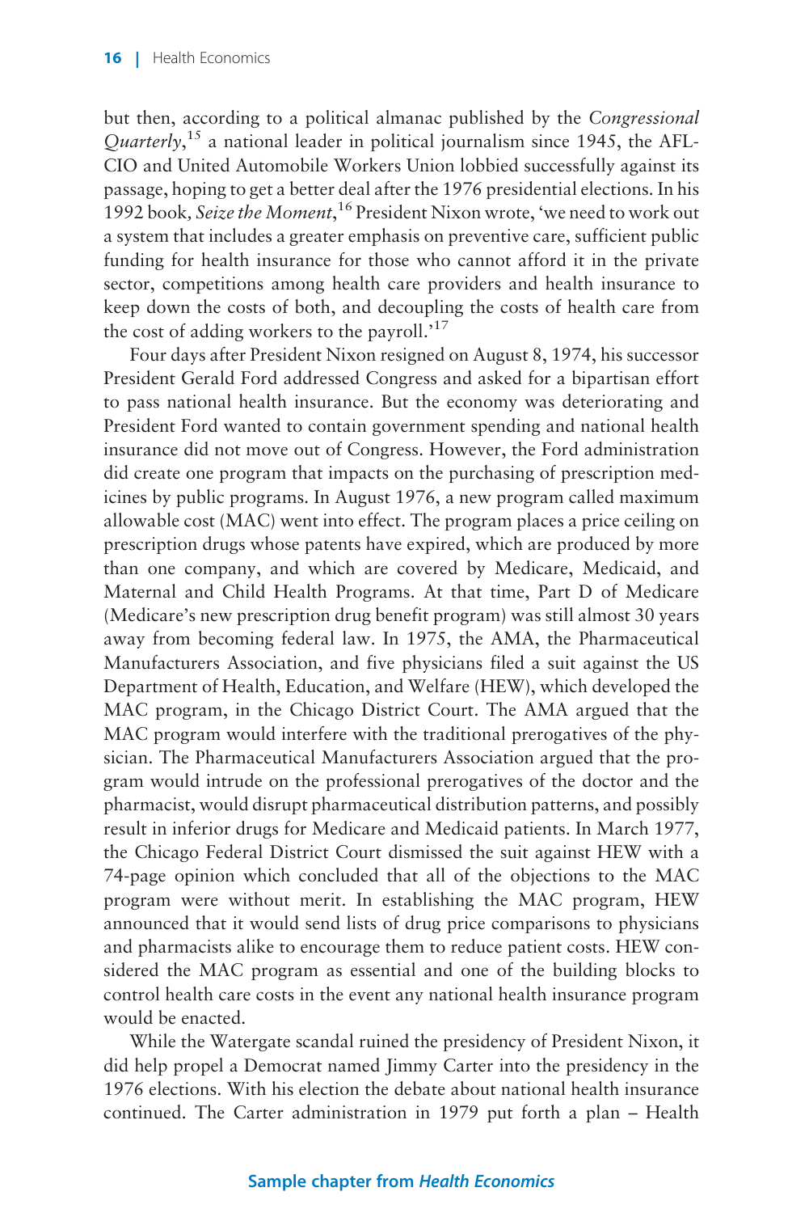but then, according to a political almanac published by the *Congressional Quarterly*,[15] a national leader in political journalism since 1945, the AFL-CIO and United Automobile Workers Union lobbied successfully against its passage, hoping to get a better deal after the 1976 presidential elections. In his 1992 book*, Seize the Moment*,[16] President Nixon wrote, 'we need to work out a system that includes a greater emphasis on preventive care, sufficient public funding for health insurance for those who cannot afford it in the private sector, competitions among health care providers and health insurance to keep down the costs of both, and decoupling the costs of health care from the cost of adding workers to the payroll.'[17]

Four days after President Nixon resigned on August 8, 1974, his successor President Gerald Ford addressed Congress and asked for a bipartisan effort to pass national health insurance. But the economy was deteriorating and President Ford wanted to contain government spending and national health insurance did not move out of Congress. However, the Ford administration did create one program that impacts on the purchasing of prescription medicines by public programs. In August 1976, a new program called maximum allowable cost (MAC) went into effect. The program places a price ceiling on prescription drugs whose patents have expired, which are produced by more than one company, and which are covered by Medicare, Medicaid, and Maternal and Child Health Programs. At that time, Part D of Medicare (Medicare's new prescription drug benefit program) was still almost 30 years away from becoming federal law. In 1975, the AMA, the Pharmaceutical Manufacturers Association, and five physicians filed a suit against the US Department of Health, Education, and Welfare (HEW), which developed the MAC program, in the Chicago District Court. The AMA argued that the MAC program would interfere with the traditional prerogatives of the physician. The Pharmaceutical Manufacturers Association argued that the program would intrude on the professional prerogatives of the doctor and the pharmacist, would disrupt pharmaceutical distribution patterns, and possibly result in inferior drugs for Medicare and Medicaid patients. In March 1977, the Chicago Federal District Court dismissed the suit against HEW with a 74-page opinion which concluded that all of the objections to the MAC program were without merit. In establishing the MAC program, HEW announced that it would send lists of drug price comparisons to physicians and pharmacists alike to encourage them to reduce patient costs. HEW considered the MAC program as essential and one of the building blocks to control health care costs in the event any national health insurance program would be enacted.

While the Watergate scandal ruined the presidency of President Nixon, it did help propel a Democrat named Jimmy Carter into the presidency in the 1976 elections. With his election the debate about national health insurance continued. The Carter administration in 1979 put forth a plan – Health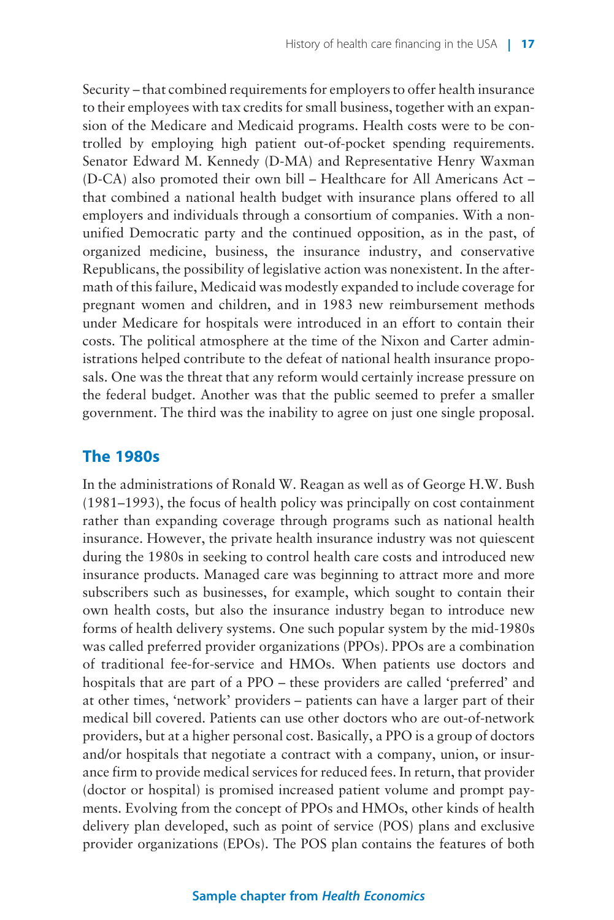Security – that combined requirements for employers to offer health insurance to their employees with tax credits for small business, together with an expansion of the Medicare and Medicaid programs. Health costs were to be controlled by employing high patient out-of-pocket spending requirements. Senator Edward M. Kennedy (D-MA) and Representative Henry Waxman (D-CA) also promoted their own bill – Healthcare for All Americans Act – that combined a national health budget with insurance plans offered to all employers and individuals through a consortium of companies. With a non-unified Democratic party and the continued opposition, as in the past, of organized medicine, business, the insurance industry, and conservative Republicans, the possibility of legislative action was nonexistent. In the aftermath of this failure, Medicaid was modestly expanded to include coverage for pregnant women and children, and in 1983 new reimbursement methods under Medicare for hospitals were introduced in an effort to contain their costs. The political atmosphere at the time of the Nixon and Carter administrations helped contribute to the defeat of national health insurance proposals. One was the threat that any reform would certainly increase pressure on the federal budget. Another was that the public seemed to prefer a smaller government. The third was the inability to agree on just one single proposal.

## The 1980s

In the administrations of Ronald W. Reagan as well as of George H.W. Bush (1981–1993), the focus of health policy was principally on cost containment rather than expanding coverage through programs such as national health insurance. However, the private health insurance industry was not quiescent during the 1980s in seeking to control health care costs and introduced new insurance products. Managed care was beginning to attract more and more subscribers such as businesses, for example, which sought to contain their own health costs, but also the insurance industry began to introduce new forms of health delivery systems. One such popular system by the mid-1980s was called preferred provider organizations (PPOs). PPOs are a combination of traditional fee-for-service and HMOs. When patients use doctors and hospitals that are part of a PPO – these providers are called 'preferred' and at other times, 'network' providers – patients can have a larger part of their medical bill covered. Patients can use other doctors who are out-of-network providers, but at a higher personal cost. Basically, a PPO is a group of doctors and/or hospitals that negotiate a contract with a company, union, or insurance firm to provide medical services for reduced fees. In return, that provider (doctor or hospital) is promised increased patient volume and prompt payments. Evolving from the concept of PPOs and HMOs, other kinds of health delivery plan developed, such as point of service (POS) plans and exclusive provider organizations (EPOs). The POS plan contains the features of both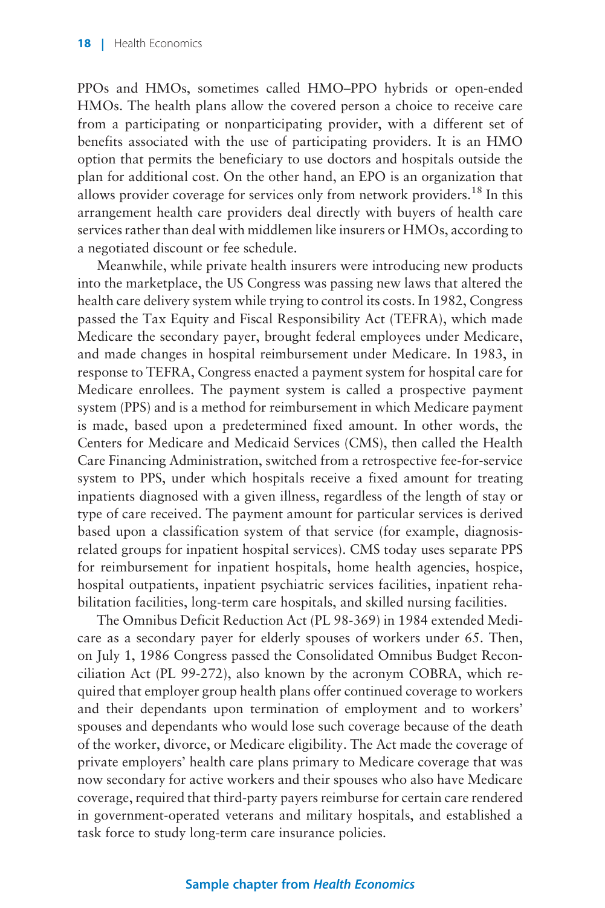PPOs and HMOs, sometimes called HMO–PPO hybrids or open-ended HMOs. The health plans allow the covered person a choice to receive care from a participating or nonparticipating provider, with a different set of benefits associated with the use of participating providers. It is an HMO option that permits the beneficiary to use doctors and hospitals outside the plan for additional cost. On the other hand, an EPO is an organization that allows provider coverage for services only from network providers.[18] In this arrangement health care providers deal directly with buyers of health care services rather than deal with middlemen like insurers or HMOs, according to a negotiated discount or fee schedule.

Meanwhile, while private health insurers were introducing new products into the marketplace, the US Congress was passing new laws that altered the health care delivery system while trying to control its costs. In 1982, Congress passed the Tax Equity and Fiscal Responsibility Act (TEFRA), which made Medicare the secondary payer, brought federal employees under Medicare, and made changes in hospital reimbursement under Medicare. In 1983, in response to TEFRA, Congress enacted a payment system for hospital care for Medicare enrollees. The payment system is called a prospective payment system (PPS) and is a method for reimbursement in which Medicare payment is made, based upon a predetermined fixed amount. In other words, the Centers for Medicare and Medicaid Services (CMS), then called the Health Care Financing Administration, switched from a retrospective fee-for-service system to PPS, under which hospitals receive a fixed amount for treating inpatients diagnosed with a given illness, regardless of the length of stay or type of care received. The payment amount for particular services is derived based upon a classification system of that service (for example, diagnosis-related groups for inpatient hospital services). CMS today uses separate PPS for reimbursement for inpatient hospitals, home health agencies, hospice, hospital outpatients, inpatient psychiatric services facilities, inpatient rehabilitation facilities, long-term care hospitals, and skilled nursing facilities.

The Omnibus Deficit Reduction Act (PL 98-369) in 1984 extended Medicare as a secondary payer for elderly spouses of workers under 65. Then, on July 1, 1986 Congress passed the Consolidated Omnibus Budget Reconciliation Act (PL 99-272), also known by the acronym COBRA, which required that employer group health plans offer continued coverage to workers and their dependants upon termination of employment and to workers' spouses and dependants who would lose such coverage because of the death of the worker, divorce, or Medicare eligibility. The Act made the coverage of private employers' health care plans primary to Medicare coverage that was now secondary for active workers and their spouses who also have Medicare coverage, required that third-party payers reimburse for certain care rendered in government-operated veterans and military hospitals, and established a task force to study long-term care insurance policies.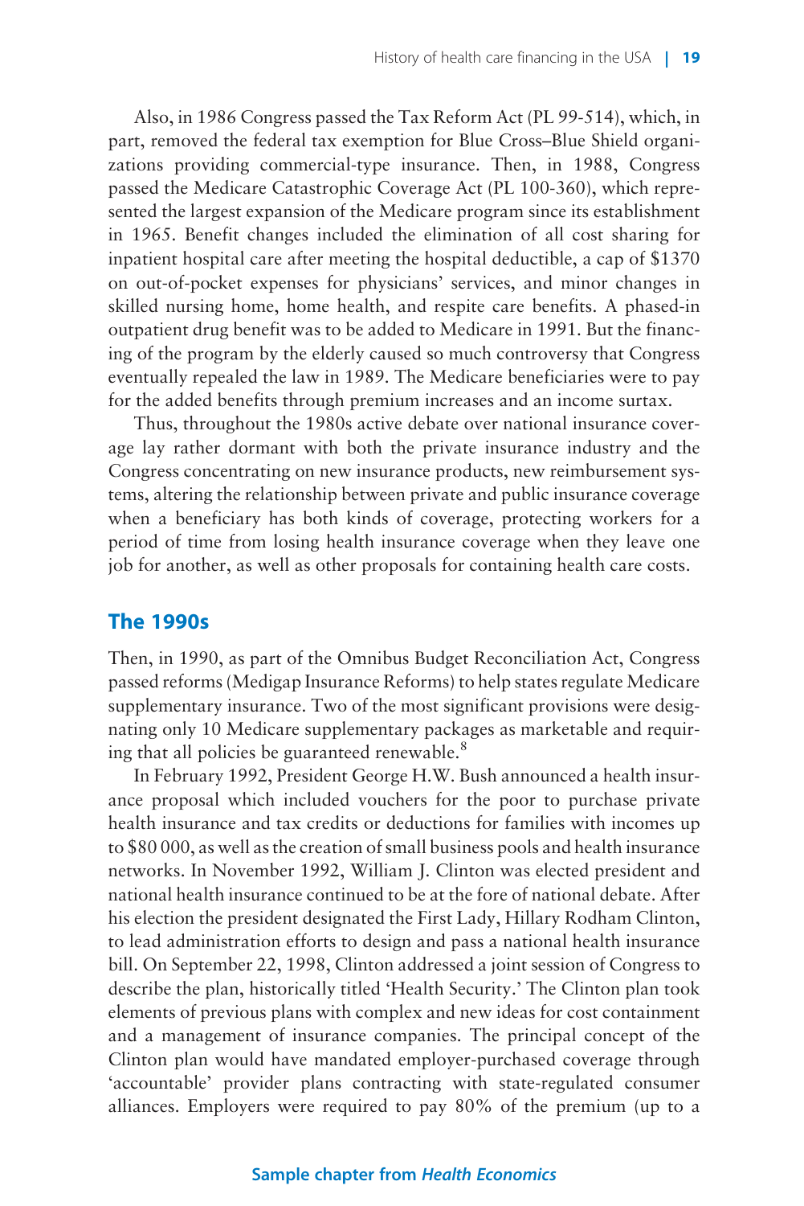Also, in 1986 Congress passed the Tax Reform Act (PL 99-514), which, in part, removed the federal tax exemption for Blue Cross–Blue Shield organizations providing commercial-type insurance. Then, in 1988, Congress passed the Medicare Catastrophic Coverage Act (PL 100-360), which represented the largest expansion of the Medicare program since its establishment in 1965. Benefit changes included the elimination of all cost sharing for inpatient hospital care after meeting the hospital deductible, a cap of $1370 on out-of-pocket expenses for physicians' services, and minor changes in skilled nursing home, home health, and respite care benefits. A phased-in outpatient drug benefit was to be added to Medicare in 1991. But the financing of the program by the elderly caused so much controversy that Congress eventually repealed the law in 1989. The Medicare beneficiaries were to pay for the added benefits through premium increases and an income surtax.

Thus, throughout the 1980s active debate over national insurance coverage lay rather dormant with both the private insurance industry and the Congress concentrating on new insurance products, new reimbursement systems, altering the relationship between private and public insurance coverage when a beneficiary has both kinds of coverage, protecting workers for a period of time from losing health insurance coverage when they leave one job for another, as well as other proposals for containing health care costs.

## The 1990s

Then, in 1990, as part of the Omnibus Budget Reconciliation Act, Congress passed reforms (Medigap Insurance Reforms) to help states regulate Medicare supplementary insurance. Two of the most significant provisions were designating only 10 Medicare supplementary packages as marketable and requiring that all policies be guaranteed renewable.[8]

In February 1992, President George H.W. Bush announced a health insurance proposal which included vouchers for the poor to purchase private health insurance and tax credits or deductions for families with incomes up to $80 000, as well as the creation of small business pools and health insurance networks. In November 1992, William J. Clinton was elected president and national health insurance continued to be at the fore of national debate. After his election the president designated the First Lady, Hillary Rodham Clinton, to lead administration efforts to design and pass a national health insurance bill. On September 22, 1998, Clinton addressed a joint session of Congress to describe the plan, historically titled 'Health Security.' The Clinton plan took elements of previous plans with complex and new ideas for cost containment and a management of insurance companies. The principal concept of the Clinton plan would have mandated employer-purchased coverage through 'accountable' provider plans contracting with state-regulated consumer alliances. Employers were required to pay 80% of the premium (up to a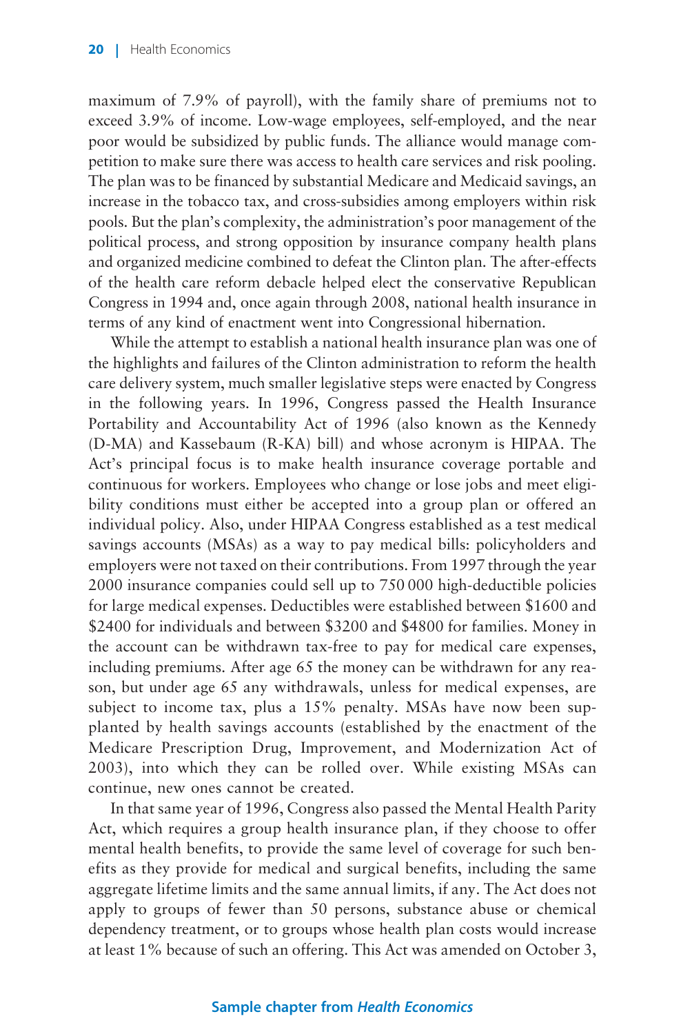maximum of 7.9% of payroll), with the family share of premiums not to exceed 3.9% of income. Low-wage employees, self-employed, and the near poor would be subsidized by public funds. The alliance would manage competition to make sure there was access to health care services and risk pooling. The plan was to be financed by substantial Medicare and Medicaid savings, an increase in the tobacco tax, and cross-subsidies among employers within risk pools. But the plan's complexity, the administration's poor management of the political process, and strong opposition by insurance company health plans and organized medicine combined to defeat the Clinton plan. The after-effects of the health care reform debacle helped elect the conservative Republican Congress in 1994 and, once again through 2008, national health insurance in terms of any kind of enactment went into Congressional hibernation.

While the attempt to establish a national health insurance plan was one of the highlights and failures of the Clinton administration to reform the health care delivery system, much smaller legislative steps were enacted by Congress in the following years. In 1996, Congress passed the Health Insurance Portability and Accountability Act of 1996 (also known as the Kennedy (D-MA) and Kassebaum (R-KA) bill) and whose acronym is HIPAA. The Act's principal focus is to make health insurance coverage portable and continuous for workers. Employees who change or lose jobs and meet eligibility conditions must either be accepted into a group plan or offered an individual policy. Also, under HIPAA Congress established as a test medical savings accounts (MSAs) as a way to pay medical bills: policyholders and employers were not taxed on their contributions. From 1997 through the year 2000 insurance companies could sell up to 750 000 high-deductible policies for large medical expenses. Deductibles were established between \$1600 and \$2400 for individuals and between \$3200 and \$4800 for families. Money in the account can be withdrawn tax-free to pay for medical care expenses, including premiums. After age 65 the money can be withdrawn for any reason, but under age 65 any withdrawals, unless for medical expenses, are subject to income tax, plus a 15% penalty. MSAs have now been supplanted by health savings accounts (established by the enactment of the Medicare Prescription Drug, Improvement, and Modernization Act of 2003), into which they can be rolled over. While existing MSAs can continue, new ones cannot be created.

In that same year of 1996, Congress also passed the Mental Health Parity Act, which requires a group health insurance plan, if they choose to offer mental health benefits, to provide the same level of coverage for such benefits as they provide for medical and surgical benefits, including the same aggregate lifetime limits and the same annual limits, if any. The Act does not apply to groups of fewer than 50 persons, substance abuse or chemical dependency treatment, or to groups whose health plan costs would increase at least 1% because of such an offering. This Act was amended on October 3,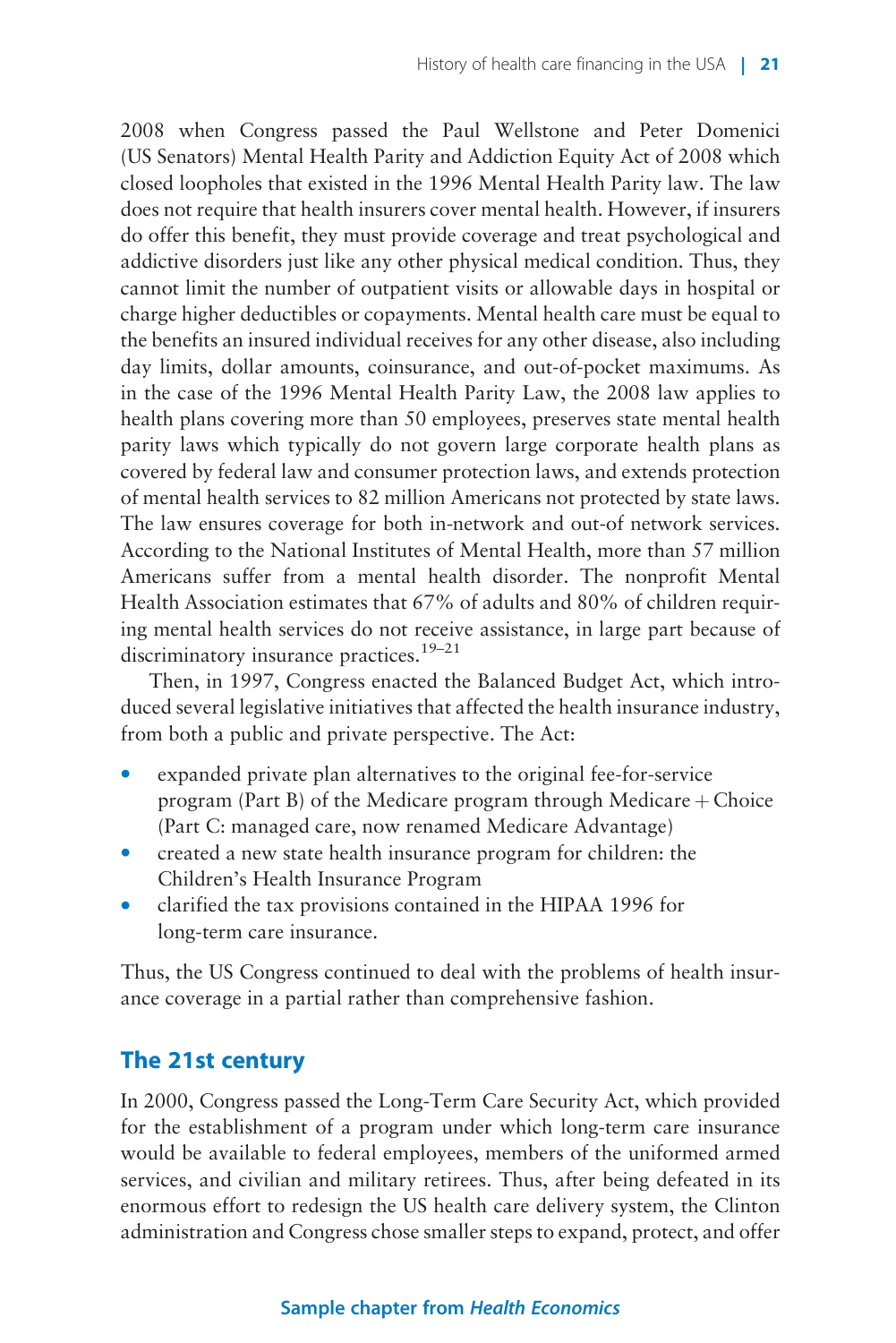2008 when Congress passed the Paul Wellstone and Peter Domenici (US Senators) Mental Health Parity and Addiction Equity Act of 2008 which closed loopholes that existed in the 1996 Mental Health Parity law. The law does not require that health insurers cover mental health. However, if insurers do offer this benefit, they must provide coverage and treat psychological and addictive disorders just like any other physical medical condition. Thus, they cannot limit the number of outpatient visits or allowable days in hospital or charge higher deductibles or copayments. Mental health care must be equal to the benefits an insured individual receives for any other disease, also including day limits, dollar amounts, coinsurance, and out-of-pocket maximums. As in the case of the 1996 Mental Health Parity Law, the 2008 law applies to health plans covering more than 50 employees, preserves state mental health parity laws which typically do not govern large corporate health plans as covered by federal law and consumer protection laws, and extends protection of mental health services to 82 million Americans not protected by state laws. The law ensures coverage for both in-network and out-of network services. According to the National Institutes of Mental Health, more than 57 million Americans suffer from a mental health disorder. The nonprofit Mental Health Association estimates that 67% of adults and 80% of children requiring mental health services do not receive assistance, in large part because of discriminatory insurance practices.[19–21]

Then, in 1997, Congress enacted the Balanced Budget Act, which introduced several legislative initiatives that affected the health insurance industry, from both a public and private perspective. The Act:

- expanded private plan alternatives to the original fee-for-service program (Part B) of the Medicare program through Medicare + Choice (Part C: managed care, now renamed Medicare Advantage)
- created a new state health insurance program for children: the Children's Health Insurance Program
- clarified the tax provisions contained in the HIPAA 1996 for long-term care insurance.

Thus, the US Congress continued to deal with the problems of health insurance coverage in a partial rather than comprehensive fashion.

## The 21st century

In 2000, Congress passed the Long-Term Care Security Act, which provided for the establishment of a program under which long-term care insurance would be available to federal employees, members of the uniformed armed services, and civilian and military retirees. Thus, after being defeated in its enormous effort to redesign the US health care delivery system, the Clinton administration and Congress chose smaller steps to expand, protect, and offer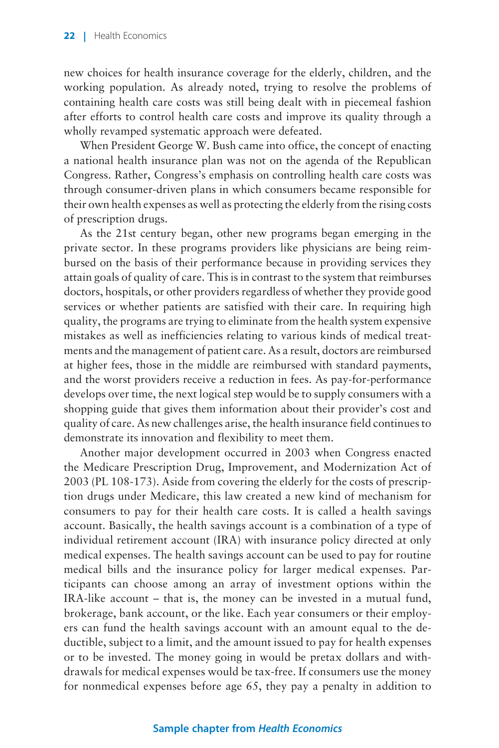new choices for health insurance coverage for the elderly, children, and the working population. As already noted, trying to resolve the problems of containing health care costs was still being dealt with in piecemeal fashion after efforts to control health care costs and improve its quality through a wholly revamped systematic approach were defeated.

When President George W. Bush came into office, the concept of enacting a national health insurance plan was not on the agenda of the Republican Congress. Rather, Congress's emphasis on controlling health care costs was through consumer-driven plans in which consumers became responsible for their own health expenses as well as protecting the elderly from the rising costs of prescription drugs.

As the 21st century began, other new programs began emerging in the private sector. In these programs providers like physicians are being reimbursed on the basis of their performance because in providing services they attain goals of quality of care. This is in contrast to the system that reimburses doctors, hospitals, or other providers regardless of whether they provide good services or whether patients are satisfied with their care. In requiring high quality, the programs are trying to eliminate from the health system expensive mistakes as well as inefficiencies relating to various kinds of medical treatments and the management of patient care. As a result, doctors are reimbursed at higher fees, those in the middle are reimbursed with standard payments, and the worst providers receive a reduction in fees. As pay-for-performance develops over time, the next logical step would be to supply consumers with a shopping guide that gives them information about their provider's cost and quality of care. As new challenges arise, the health insurance field continues to demonstrate its innovation and flexibility to meet them.

Another major development occurred in 2003 when Congress enacted the Medicare Prescription Drug, Improvement, and Modernization Act of 2003 (PL 108-173). Aside from covering the elderly for the costs of prescription drugs under Medicare, this law created a new kind of mechanism for consumers to pay for their health care costs. It is called a health savings account. Basically, the health savings account is a combination of a type of individual retirement account (IRA) with insurance policy directed at only medical expenses. The health savings account can be used to pay for routine medical bills and the insurance policy for larger medical expenses. Participants can choose among an array of investment options within the IRA-like account – that is, the money can be invested in a mutual fund, brokerage, bank account, or the like. Each year consumers or their employers can fund the health savings account with an amount equal to the deductible, subject to a limit, and the amount issued to pay for health expenses or to be invested. The money going in would be pretax dollars and withdrawals for medical expenses would be tax-free. If consumers use the money for nonmedical expenses before age 65, they pay a penalty in addition to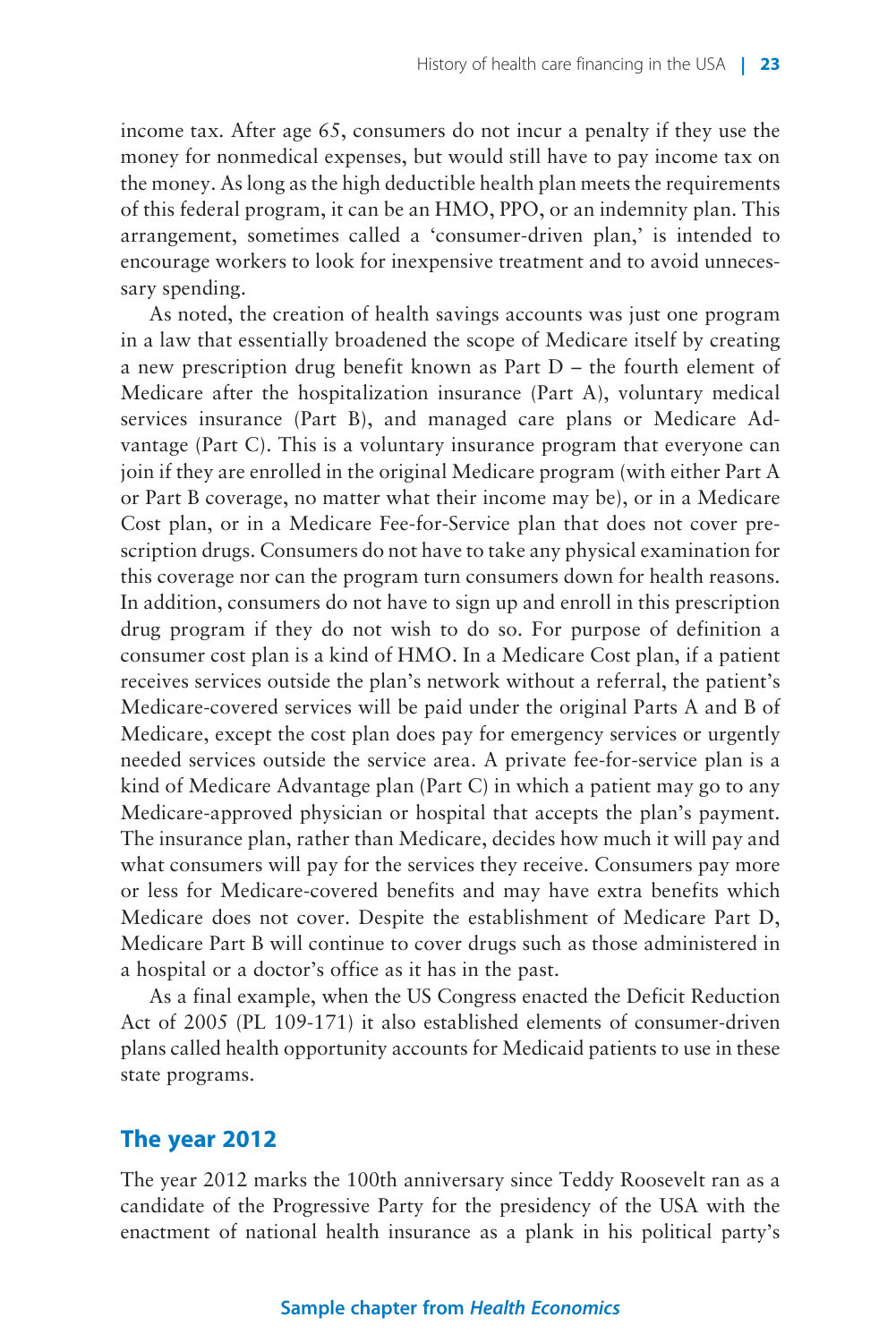income tax. After age 65, consumers do not incur a penalty if they use the money for nonmedical expenses, but would still have to pay income tax on the money. As long as the high deductible health plan meets the requirements of this federal program, it can be an HMO, PPO, or an indemnity plan. This arrangement, sometimes called a 'consumer-driven plan,' is intended to encourage workers to look for inexpensive treatment and to avoid unnecessary spending.

As noted, the creation of health savings accounts was just one program in a law that essentially broadened the scope of Medicare itself by creating a new prescription drug benefit known as Part D – the fourth element of Medicare after the hospitalization insurance (Part A), voluntary medical services insurance (Part B), and managed care plans or Medicare Advantage (Part C). This is a voluntary insurance program that everyone can join if they are enrolled in the original Medicare program (with either Part A or Part B coverage, no matter what their income may be), or in a Medicare Cost plan, or in a Medicare Fee-for-Service plan that does not cover prescription drugs. Consumers do not have to take any physical examination for this coverage nor can the program turn consumers down for health reasons. In addition, consumers do not have to sign up and enroll in this prescription drug program if they do not wish to do so. For purpose of definition a consumer cost plan is a kind of HMO. In a Medicare Cost plan, if a patient receives services outside the plan's network without a referral, the patient's Medicare-covered services will be paid under the original Parts A and B of Medicare, except the cost plan does pay for emergency services or urgently needed services outside the service area. A private fee-for-service plan is a kind of Medicare Advantage plan (Part C) in which a patient may go to any Medicare-approved physician or hospital that accepts the plan's payment. The insurance plan, rather than Medicare, decides how much it will pay and what consumers will pay for the services they receive. Consumers pay more or less for Medicare-covered benefits and may have extra benefits which Medicare does not cover. Despite the establishment of Medicare Part D, Medicare Part B will continue to cover drugs such as those administered in a hospital or a doctor's office as it has in the past.

As a final example, when the US Congress enacted the Deficit Reduction Act of 2005 (PL 109-171) it also established elements of consumer-driven plans called health opportunity accounts for Medicaid patients to use in these state programs.

## The year 2012

The year 2012 marks the 100th anniversary since Teddy Roosevelt ran as a candidate of the Progressive Party for the presidency of the USA with the enactment of national health insurance as a plank in his political party's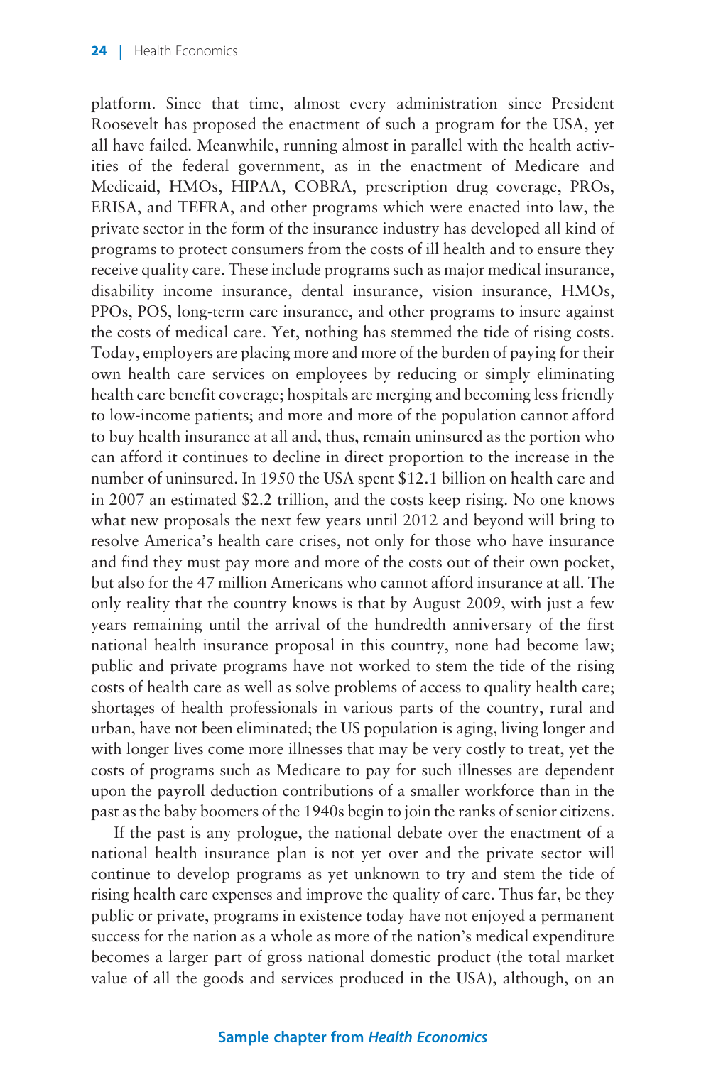platform. Since that time, almost every administration since President Roosevelt has proposed the enactment of such a program for the USA, yet all have failed. Meanwhile, running almost in parallel with the health activities of the federal government, as in the enactment of Medicare and Medicaid, HMOs, HIPAA, COBRA, prescription drug coverage, PROs, ERISA, and TEFRA, and other programs which were enacted into law, the private sector in the form of the insurance industry has developed all kind of programs to protect consumers from the costs of ill health and to ensure they receive quality care. These include programs such as major medical insurance, disability income insurance, dental insurance, vision insurance, HMOs, PPOs, POS, long-term care insurance, and other programs to insure against the costs of medical care. Yet, nothing has stemmed the tide of rising costs. Today, employers are placing more and more of the burden of paying for their own health care services on employees by reducing or simply eliminating health care benefit coverage; hospitals are merging and becoming less friendly to low-income patients; and more and more of the population cannot afford to buy health insurance at all and, thus, remain uninsured as the portion who can afford it continues to decline in direct proportion to the increase in the number of uninsured. In 1950 the USA spent $12.1 billion on health care and in 2007 an estimated $2.2 trillion, and the costs keep rising. No one knows what new proposals the next few years until 2012 and beyond will bring to resolve America's health care crises, not only for those who have insurance and find they must pay more and more of the costs out of their own pocket, but also for the 47 million Americans who cannot afford insurance at all. The only reality that the country knows is that by August 2009, with just a few years remaining until the arrival of the hundredth anniversary of the first national health insurance proposal in this country, none had become law; public and private programs have not worked to stem the tide of the rising costs of health care as well as solve problems of access to quality health care; shortages of health professionals in various parts of the country, rural and urban, have not been eliminated; the US population is aging, living longer and with longer lives come more illnesses that may be very costly to treat, yet the costs of programs such as Medicare to pay for such illnesses are dependent upon the payroll deduction contributions of a smaller workforce than in the past as the baby boomers of the 1940s begin to join the ranks of senior citizens.

If the past is any prologue, the national debate over the enactment of a national health insurance plan is not yet over and the private sector will continue to develop programs as yet unknown to try and stem the tide of rising health care expenses and improve the quality of care. Thus far, be they public or private, programs in existence today have not enjoyed a permanent success for the nation as a whole as more of the nation's medical expenditure becomes a larger part of gross national domestic product (the total market value of all the goods and services produced in the USA), although, on an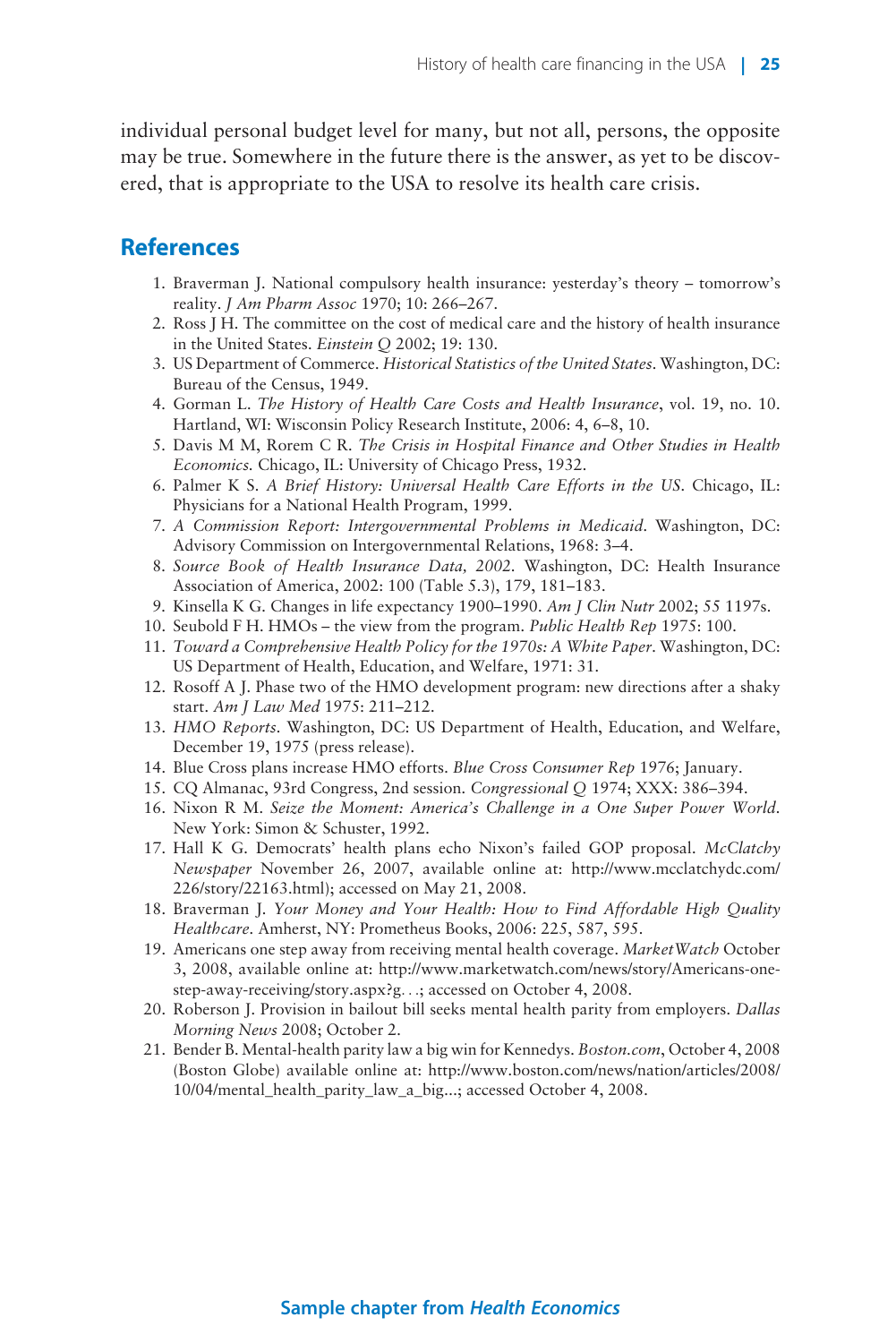individual personal budget level for many, but not all, persons, the opposite may be true. Somewhere in the future there is the answer, as yet to be discovered, that is appropriate to the USA to resolve its health care crisis.

## References

1. Braverman J. National compulsory health insurance: yesterday's theory – tomorrow's reality. *J Am Pharm Assoc* 1970; 10: 266–267.
2. Ross J H. The committee on the cost of medical care and the history of health insurance in the United States. *Einstein Q* 2002; 19: 130.
3. US Department of Commerce. *Historical Statistics of the United States*. Washington, DC: Bureau of the Census, 1949.
4. Gorman L. *The History of Health Care Costs and Health Insurance*, vol. 19, no. 10. Hartland, WI: Wisconsin Policy Research Institute, 2006: 4, 6–8, 10.
5. Davis M M, Rorem C R. *The Crisis in Hospital Finance and Other Studies in Health Economics.* Chicago, IL: University of Chicago Press, 1932.
6. Palmer K S. *A Brief History: Universal Health Care Efforts in the US*. Chicago, IL: Physicians for a National Health Program, 1999.
7. *A Commission Report: Intergovernmental Problems in Medicaid*. Washington, DC: Advisory Commission on Intergovernmental Relations, 1968: 3–4.
8. *Source Book of Health Insurance Data, 2002*. Washington, DC: Health Insurance Association of America, 2002: 100 (Table 5.3), 179, 181–183.
9. Kinsella K G. Changes in life expectancy 1900–1990. *Am J Clin Nutr* 2002; 55 1197s.
10. Seubold F H. HMOs – the view from the program. *Public Health Rep* 1975: 100.
11. *Toward a Comprehensive Health Policy for the 1970s: A White Paper*. Washington, DC: US Department of Health, Education, and Welfare, 1971: 31.
12. Rosoff A J. Phase two of the HMO development program: new directions after a shaky start. *Am J Law Med* 1975: 211–212.
13. *HMO Reports*. Washington, DC: US Department of Health, Education, and Welfare, December 19, 1975 (press release).
14. Blue Cross plans increase HMO efforts. *Blue Cross Consumer Rep* 1976; January.
15. CQ Almanac, 93rd Congress, 2nd session. *Congressional Q* 1974; XXX: 386–394.
16. Nixon R M. *Seize the Moment: America's Challenge in a One Super Power World*. New York: Simon & Schuster, 1992.
17. Hall K G. Democrats' health plans echo Nixon's failed GOP proposal. *McClatchy Newspaper* November 26, 2007, available online at: http://www.mcclatchydc.com/226/story/22163.html); accessed on May 21, 2008.
18. Braverman J. *Your Money and Your Health: How to Find Affordable High Quality Healthcare*. Amherst, NY: Prometheus Books, 2006: 225, 587, 595.
19. Americans one step away from receiving mental health coverage. *MarketWatch* October 3, 2008, available online at: http://www.marketwatch.com/news/story/Americans-one-step-away-receiving/story.aspx?g...; accessed on October 4, 2008.
20. Roberson J. Provision in bailout bill seeks mental health parity from employers. *Dallas Morning News* 2008; October 2.
21. Bender B. Mental-health parity law a big win for Kennedys. *Boston.com*, October 4, 2008 (Boston Globe) available online at: http://www.boston.com/news/nation/articles/2008/10/04/mental_health_parity_law_a_big...; accessed October 4, 2008.